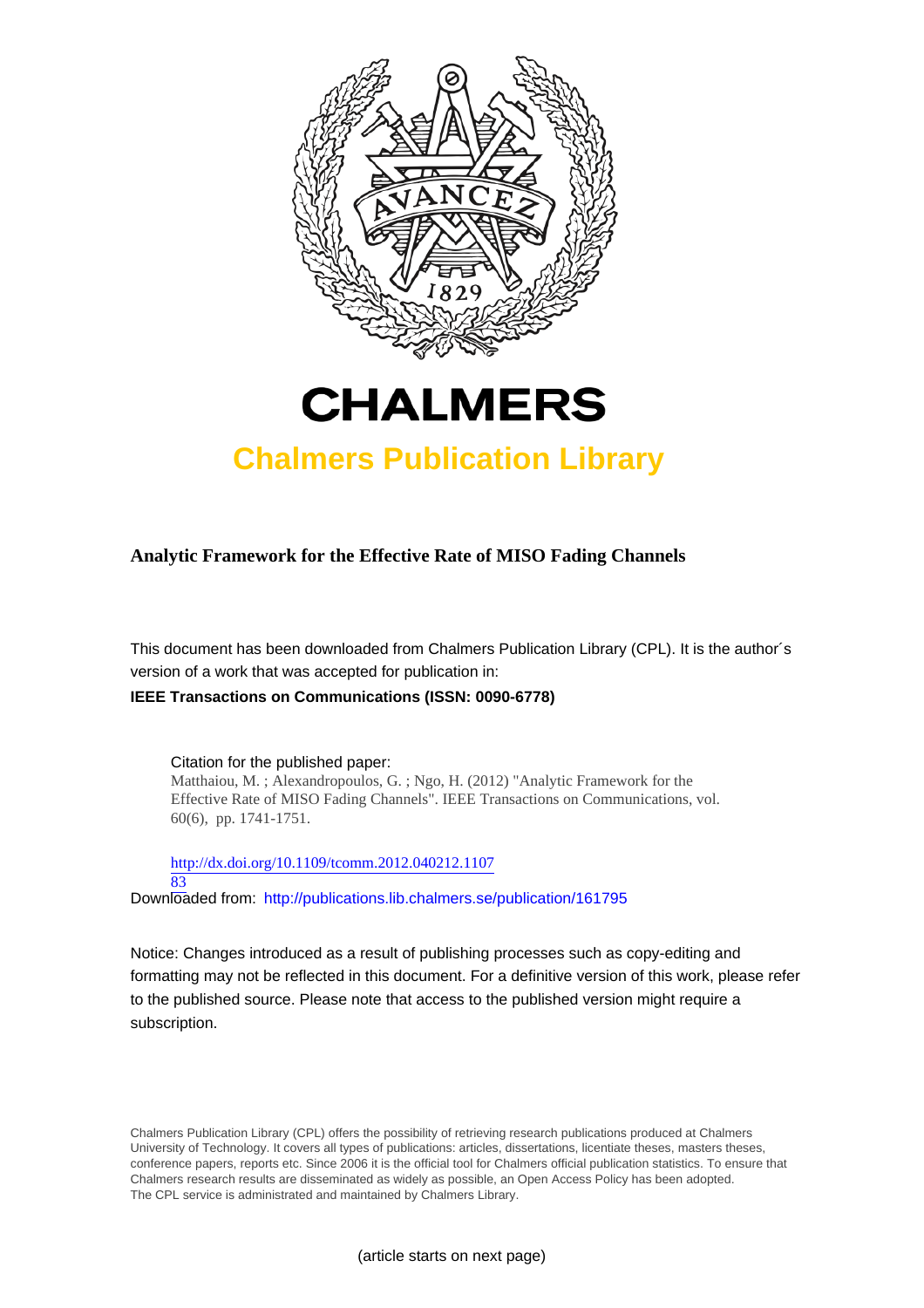# CHALMERS

## Chalmers Publication Library

**Analytic Framework for the Effective Rate of MISO Fading Channels**

This document has been downloaded from Chalmers Publication Library (CPL). It is the author´s version of a work that was accepted for publication in:

**IEEE Transactions on Communications (ISSN: 0090-6778)**

Citation for the published paper:
Matthaiou, M. ; Alexandropoulos, G. ; Ngo, H. (2012) "Analytic Framework for the Effective Rate of MISO Fading Channels". IEEE Transactions on Communications, vol. 60(6), pp. 1741-1751.

http://dx.doi.org/10.1109/tcomm.2012.040212.110783

Downloaded from: http://publications.lib.chalmers.se/publication/161795

Notice: Changes introduced as a result of publishing processes such as copy-editing and formatting may not be reflected in this document. For a definitive version of this work, please refer to the published source. Please note that access to the published version might require a subscription.

Chalmers Publication Library (CPL) offers the possibility of retrieving research publications produced at Chalmers University of Technology. It covers all types of publications: articles, dissertations, licentiate theses, masters theses, conference papers, reports etc. Since 2006 it is the official tool for Chalmers official publication statistics. To ensure that Chalmers research results are disseminated as widely as possible, an Open Access Policy has been adopted. The CPL service is administrated and maintained by Chalmers Library.

(article starts on next page)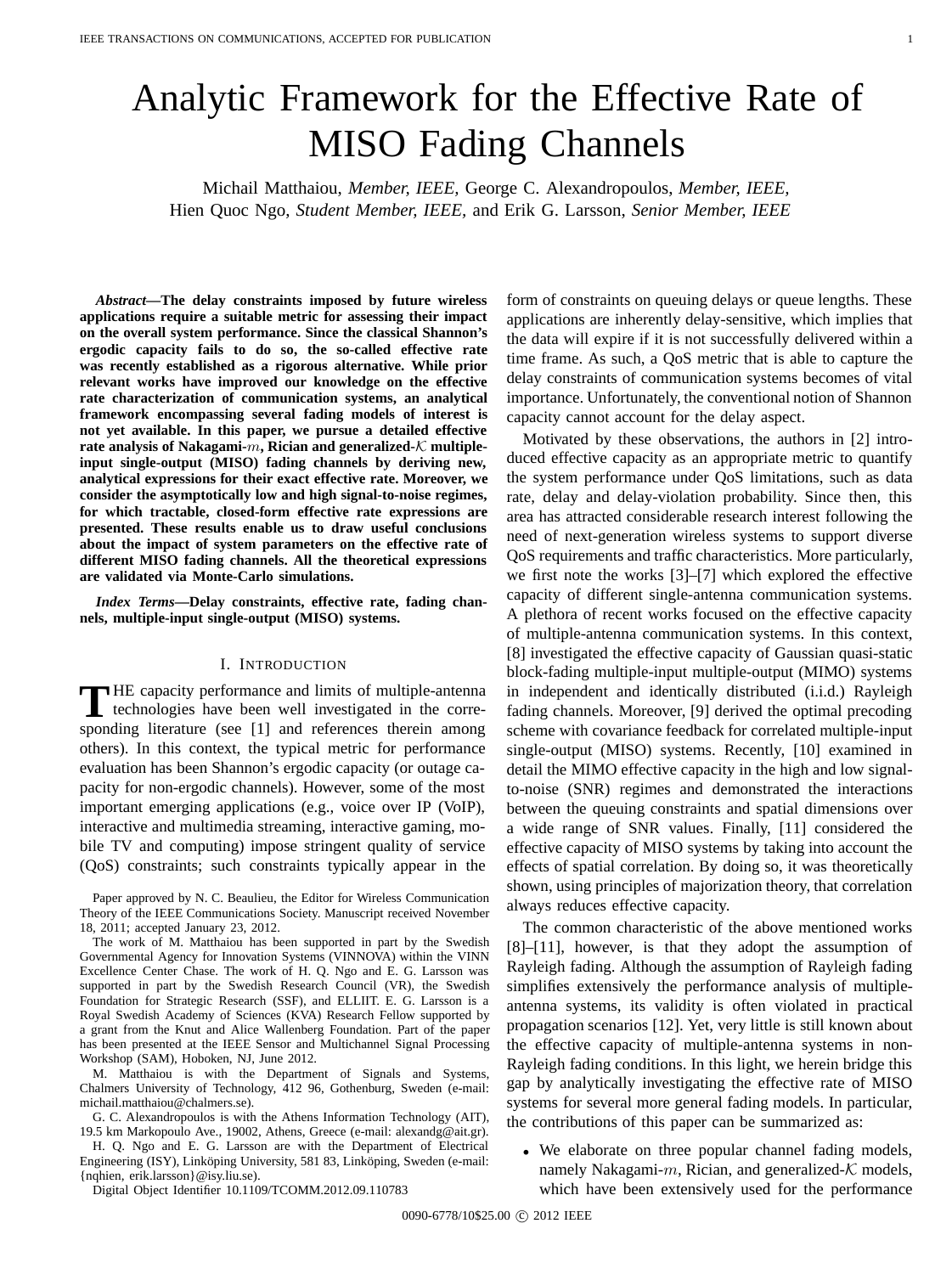# Analytic Framework for the Effective Rate of MISO Fading Channels

Michail Matthaiou, *Member, IEEE,* George C. Alexandropoulos, *Member, IEEE,* Hien Quoc Ngo, *Student Member, IEEE,* and Erik G. Larsson, *Senior Member, IEEE*

***Abstract*—The delay constraints imposed by future wireless applications require a suitable metric for assessing their impact on the overall system performance. Since the classical Shannon's ergodic capacity fails to do so, the so-called effective rate was recently established as a rigorous alternative. While prior relevant works have improved our knowledge on the effective rate characterization of communication systems, an analytical framework encompassing several fading models of interest is not yet available. In this paper, we pursue a detailed effective rate analysis of Nakagami-$m$, Rician and generalized-$\mathcal{K}$ multiple-input single-output (MISO) fading channels by deriving new, analytical expressions for their exact effective rate. Moreover, we consider the asymptotically low and high signal-to-noise regimes, for which tractable, closed-form effective rate expressions are presented. These results enable us to draw useful conclusions about the impact of system parameters on the effective rate of different MISO fading channels. All the theoretical expressions are validated via Monte-Carlo simulations.**

***Index Terms*—Delay constraints, effective rate, fading channels, multiple-input single-output (MISO) systems.**

## I. Introduction

THE capacity performance and limits of multiple-antenna technologies have been well investigated in the corresponding literature (see [1] and references therein among others). In this context, the typical metric for performance evaluation has been Shannon's ergodic capacity (or outage capacity for non-ergodic channels). However, some of the most important emerging applications (e.g., voice over IP (VoIP), interactive and multimedia streaming, interactive gaming, mobile TV and computing) impose stringent quality of service (QoS) constraints; such constraints typically appear in the form of constraints on queuing delays or queue lengths. These applications are inherently delay-sensitive, which implies that the data will expire if it is not successfully delivered within a time frame. As such, a QoS metric that is able to capture the delay constraints of communication systems becomes of vital importance. Unfortunately, the conventional notion of Shannon capacity cannot account for the delay aspect.

Motivated by these observations, the authors in [2] introduced effective capacity as an appropriate metric to quantify the system performance under QoS limitations, such as data rate, delay and delay-violation probability. Since then, this area has attracted considerable research interest following the need of next-generation wireless systems to support diverse QoS requirements and traffic characteristics. More particularly, we first note the works [3]–[7] which explored the effective capacity of different single-antenna communication systems. A plethora of recent works focused on the effective capacity of multiple-antenna communication systems. In this context, [8] investigated the effective capacity of Gaussian quasi-static block-fading multiple-input multiple-output (MIMO) systems in independent and identically distributed (i.i.d.) Rayleigh fading channels. Moreover, [9] derived the optimal precoding scheme with covariance feedback for correlated multiple-input single-output (MISO) systems. Recently, [10] examined in detail the MIMO effective capacity in the high and low signal-to-noise (SNR) regimes and demonstrated the interactions between the queuing constraints and spatial dimensions over a wide range of SNR values. Finally, [11] considered the effective capacity of MISO systems by taking into account the effects of spatial correlation. By doing so, it was theoretically shown, using principles of majorization theory, that correlation always reduces effective capacity.

The common characteristic of the above mentioned works [8]–[11], however, is that they adopt the assumption of Rayleigh fading. Although the assumption of Rayleigh fading simplifies extensively the performance analysis of multiple-antenna systems, its validity is often violated in practical propagation scenarios [12]. Yet, very little is still known about the effective capacity of multiple-antenna systems in non-Rayleigh fading conditions. In this light, we herein bridge this gap by analytically investigating the effective rate of MISO systems for several more general fading models. In particular, the contributions of this paper can be summarized as:

- We elaborate on three popular channel fading models, namely Nakagami-$m$, Rician, and generalized-$\mathcal{K}$ models, which have been extensively used for the performance

Paper approved by N. C. Beaulieu, the Editor for Wireless Communication Theory of the IEEE Communications Society. Manuscript received November 18, 2011; accepted January 23, 2012.

The work of M. Matthaiou has been supported in part by the Swedish Governmental Agency for Innovation Systems (VINNOVA) within the VINN Excellence Center Chase. The work of H. Q. Ngo and E. G. Larsson was supported in part by the Swedish Research Council (VR), the Swedish Foundation for Strategic Research (SSF), and ELLIIT. E. G. Larsson is a Royal Swedish Academy of Sciences (KVA) Research Fellow supported by a grant from the Knut and Alice Wallenberg Foundation. Part of the paper has been presented at the IEEE Sensor and Multichannel Signal Processing Workshop (SAM), Hoboken, NJ, June 2012.

M. Matthaiou is with the Department of Signals and Systems, Chalmers University of Technology, 412 96, Gothenburg, Sweden (e-mail: michail.matthaiou@chalmers.se).

G. C. Alexandropoulos is with the Athens Information Technology (AIT), 19.5 km Markopoulo Ave., 19002, Athens, Greece (e-mail: alexandg@ait.gr).

H. Q. Ngo and E. G. Larsson are with the Department of Electrical Engineering (ISY), Linköping University, 581 83, Linköping, Sweden (e-mail: {nqhien, erik.larsson}@isy.liu.se).

Digital Object Identifier 10.1109/TCOMM.2012.09.110783

0090-6778/10$25.00 © 2012 IEEE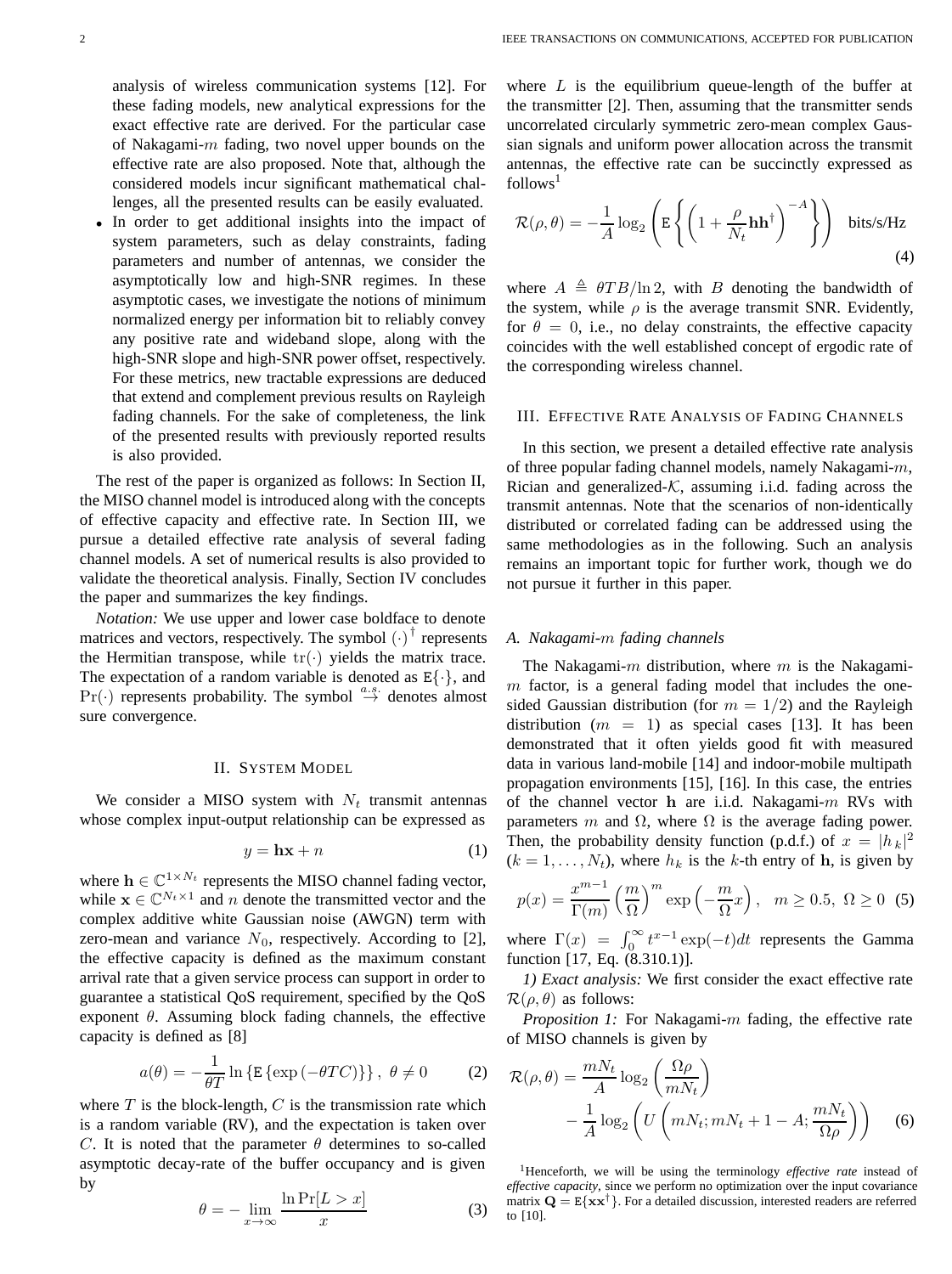analysis of wireless communication systems [12]. For these fading models, new analytical expressions for the exact effective rate are derived. For the particular case of Nakagami-$m$ fading, two novel upper bounds on the effective rate are also proposed. Note that, although the considered models incur significant mathematical challenges, all the presented results can be easily evaluated.

- In order to get additional insights into the impact of system parameters, such as delay constraints, fading parameters and number of antennas, we consider the asymptotically low and high-SNR regimes. In these asymptotic cases, we investigate the notions of minimum normalized energy per information bit to reliably convey any positive rate and wideband slope, along with the high-SNR slope and high-SNR power offset, respectively. For these metrics, new tractable expressions are deduced that extend and complement previous results on Rayleigh fading channels. For the sake of completeness, the link of the presented results with previously reported results is also provided.

The rest of the paper is organized as follows: In Section II, the MISO channel model is introduced along with the concepts of effective capacity and effective rate. In Section III, we pursue a detailed effective rate analysis of several fading channel models. A set of numerical results is also provided to validate the theoretical analysis. Finally, Section IV concludes the paper and summarizes the key findings.

*Notation:* We use upper and lower case boldface to denote matrices and vectors, respectively. The symbol $(\cdot)^\dagger$ represents the Hermitian transpose, while $\text{tr}(\cdot)$ yields the matrix trace. The expectation of a random variable is denoted as $\text{E}\{\cdot\}$, and $\Pr(\cdot)$ represents probability. The symbol $\stackrel{a.s.}{\to}$ denotes almost sure convergence.

## II. System Model

We consider a MISO system with $N_t$ transmit antennas whose complex input-output relationship can be expressed as

$$y = \mathbf{h}\mathbf{x} + n \tag{1}$$

where $\mathbf{h} \in \mathbb{C}^{1\times N_t}$ represents the MISO channel fading vector, while $\mathbf{x} \in \mathbb{C}^{N_t\times 1}$ and $n$ denote the transmitted vector and the complex additive white Gaussian noise (AWGN) term with zero-mean and variance $N_0$, respectively. According to [2], the effective capacity is defined as the maximum constant arrival rate that a given service process can support in order to guarantee a statistical QoS requirement, specified by the QoS exponent $\theta$. Assuming block fading channels, the effective capacity is defined as [8]

$$a(\theta) = -\frac{1}{\theta T}\ln\left\{\text{E}\left\{\exp\left(-\theta T C\right)\right\}\right\},\ \theta \neq 0 \tag{2}$$

where $T$ is the block-length, $C$ is the transmission rate which is a random variable (RV), and the expectation is taken over $C$. It is noted that the parameter $\theta$ determines to so-called asymptotic decay-rate of the buffer occupancy and is given by

$$\theta = -\lim_{x\to\infty}\frac{\ln\Pr[L > x]}{x} \tag{3}$$

where $L$ is the equilibrium queue-length of the buffer at the transmitter [2]. Then, assuming that the transmitter sends uncorrelated circularly symmetric zero-mean complex Gaussian signals and uniform power allocation across the transmit antennas, the effective rate can be succinctly expressed as follows[1]

$$\mathcal{R}(\rho,\theta) = -\frac{1}{A}\log_2\left(\text{E}\left\{\left(1+\frac{\rho}{N_t}\mathbf{h}\mathbf{h}^\dagger\right)^{-A}\right\}\right)\quad \text{bits/s/Hz} \tag{4}$$

where $A \triangleq \theta T B/\ln 2$, with $B$ denoting the bandwidth of the system, while $\rho$ is the average transmit SNR. Evidently, for $\theta = 0$, i.e., no delay constraints, the effective capacity coincides with the well established concept of ergodic rate of the corresponding wireless channel.

[1] Henceforth, we will be using the terminology *effective rate* instead of *effective capacity*, since we perform no optimization over the input covariance matrix $\mathbf{Q} = \text{E}\{\mathbf{x}\mathbf{x}^\dagger\}$. For a detailed discussion, interested readers are referred to [10].

## III. Effective Rate Analysis of Fading Channels

In this section, we present a detailed effective rate analysis of three popular fading channel models, namely Nakagami-$m$, Rician and generalized-$\mathcal{K}$, assuming i.i.d. fading across the transmit antennas. Note that the scenarios of non-identically distributed or correlated fading can be addressed using the same methodologies as in the following. Such an analysis remains an important topic for further work, though we do not pursue it further in this paper.

### A. Nakagami-$m$ fading channels

The Nakagami-$m$ distribution, where $m$ is the Nakagami-$m$ factor, is a general fading model that includes the one-sided Gaussian distribution (for $m = 1/2$) and the Rayleigh distribution ($m = 1$) as special cases [13]. It has been demonstrated that it often yields good fit with measured data in various land-mobile [14] and indoor-mobile multipath propagation environments [15], [16]. In this case, the entries of the channel vector $\mathbf{h}$ are i.i.d. Nakagami-$m$ RVs with parameters $m$ and $\Omega$, where $\Omega$ is the average fading power. Then, the probability density function (p.d.f.) of $x = |h_k|^2$ ($k = 1,\ldots,N_t$), where $h_k$ is the $k$-th entry of $\mathbf{h}$, is given by

$$p(x) = \frac{x^{m-1}}{\Gamma(m)}\left(\frac{m}{\Omega}\right)^m \exp\left(-\frac{m}{\Omega}x\right),\quad m \geq 0.5,\ \Omega \geq 0 \tag{5}$$

where $\Gamma(x) = \int_0^\infty t^{x-1}\exp(-t)dt$ represents the Gamma function [17, Eq. (8.310.1)].

*1) Exact analysis:* We first consider the exact effective rate $\mathcal{R}(\rho,\theta)$ as follows:

*Proposition 1:* For Nakagami-$m$ fading, the effective rate of MISO channels is given by

$$\mathcal{R}(\rho,\theta) = \frac{mN_t}{A}\log_2\left(\frac{\Omega\rho}{mN_t}\right) - \frac{1}{A}\log_2\left(U\left(mN_t; mN_t + 1 - A; \frac{mN_t}{\Omega\rho}\right)\right) \tag{6}$$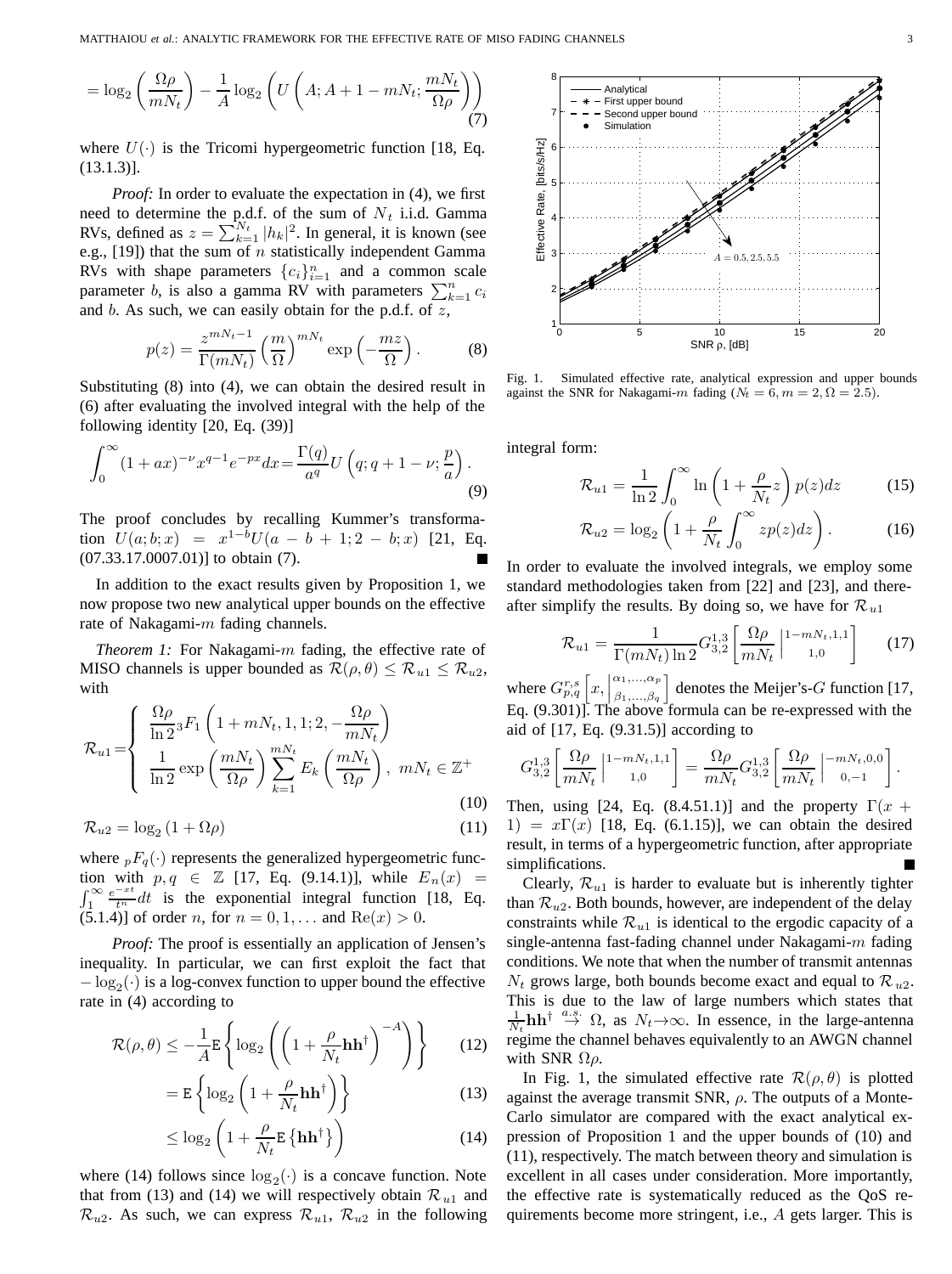$$= \log_2\left(\frac{\Omega\rho}{mN_t}\right) - \frac{1}{A}\log_2\left(U\left(A; A+1-mN_t; \frac{mN_t}{\Omega\rho}\right)\right) \tag{7}$$

where $U(\cdot)$ is the Tricomi hypergeometric function [18, Eq. (13.1.3)].

*Proof:* In order to evaluate the expectation in (4), we first need to determine the p.d.f. of the sum of $N_t$ i.i.d. Gamma RVs, defined as $z = \sum_{k=1}^{N_t} |h_k|^2$. In general, it is known (see e.g., [19]) that the sum of $n$ statistically independent Gamma RVs with shape parameters $\{c_i\}_{i=1}^n$ and a common scale parameter $b$, is also a gamma RV with parameters $\sum_{k=1}^n c_i$ and $b$. As such, we can easily obtain for the p.d.f. of $z$,

$$p(z) = \frac{z^{mN_t-1}}{\Gamma(mN_t)}\left(\frac{m}{\Omega}\right)^{mN_t}\exp\left(-\frac{mz}{\Omega}\right). \tag{8}$$

Substituting (8) into (4), we can obtain the desired result in (6) after evaluating the involved integral with the help of the following identity [20, Eq. (39)]

$$\int_0^\infty (1+ax)^{-\nu}x^{q-1}e^{-px}dx = \frac{\Gamma(q)}{a^q}U\left(q; q+1-\nu; \frac{p}{a}\right). \tag{9}$$

The proof concludes by recalling Kummer's transformation $U(a;b;x) = x^{1-b}U(a-b+1;2-b;x)$ [21, Eq. (07.33.17.0007.01)] to obtain (7). ■

In addition to the exact results given by Proposition 1, we now propose two new analytical upper bounds on the effective rate of Nakagami-$m$ fading channels.

*Theorem 1:* For Nakagami-$m$ fading, the effective rate of MISO channels is upper bounded as $\mathcal{R}(\rho,\theta) \leq \mathcal{R}_{u1} \leq \mathcal{R}_{u2}$, with

$$\mathcal{R}_{u1} = \begin{cases} \dfrac{\Omega\rho}{\ln 2}\, {}_3F_1\left(1+mN_t, 1, 1; 2, -\dfrac{\Omega\rho}{mN_t}\right) \\ \dfrac{1}{\ln 2}\exp\left(\dfrac{mN_t}{\Omega\rho}\right)\displaystyle\sum_{k=1}^{mN_t} E_k\left(\dfrac{mN_t}{\Omega\rho}\right),\ mN_t \in \mathbb{Z}^+ \end{cases} \tag{10}$$

$$\mathcal{R}_{u2} = \log_2(1+\Omega\rho) \tag{11}$$

where ${}_pF_q(\cdot)$ represents the generalized hypergeometric function with $p, q \in \mathbb{Z}$ [17, Eq. (9.14.1)], while $E_n(x) = \int_1^\infty \frac{e^{-xt}}{t^n}dt$ is the exponential integral function [18, Eq. (5.1.4)] of order $n$, for $n = 0, 1, \ldots$ and $\mathrm{Re}(x) > 0$.

*Proof:* The proof is essentially an application of Jensen's inequality. In particular, we can first exploit the fact that $-\log_2(\cdot)$ is a log-convex function to upper bound the effective rate in (4) according to

$$\mathcal{R}(\rho,\theta) \leq -\frac{1}{A}\mathrm{E}\left\{\log_2\left(\left(1+\frac{\rho}{N_t}\mathbf{h}\mathbf{h}^\dagger\right)^{-A}\right)\right\} \tag{12}$$

$$= \mathrm{E}\left\{\log_2\left(1+\frac{\rho}{N_t}\mathbf{h}\mathbf{h}^\dagger\right)\right\} \tag{13}$$

$$\leq \log_2\left(1+\frac{\rho}{N_t}\mathrm{E}\left\{\mathbf{h}\mathbf{h}^\dagger\right\}\right) \tag{14}$$

where (14) follows since $\log_2(\cdot)$ is a concave function. Note that from (13) and (14) we will respectively obtain $\mathcal{R}_{u1}$ and $\mathcal{R}_{u2}$. As such, we can express $\mathcal{R}_{u1}$, $\mathcal{R}_{u2}$ in the following integral form:

$$\mathcal{R}_{u1} = \frac{1}{\ln 2}\int_0^\infty \ln\left(1+\frac{\rho}{N_t}z\right)p(z)dz \tag{15}$$

$$\mathcal{R}_{u2} = \log_2\left(1+\frac{\rho}{N_t}\int_0^\infty zp(z)dz\right). \tag{16}$$

In order to evaluate the involved integrals, we employ some standard methodologies taken from [22] and [23], and thereafter simplify the results. By doing so, we have for $\mathcal{R}_{u1}$

$$\mathcal{R}_{u1} = \frac{1}{\Gamma(mN_t)\ln 2}G_{3,2}^{1,3}\left[\frac{\Omega\rho}{mN_t}\,\middle|\,\begin{matrix}1-mN_t,1,1\\1,0\end{matrix}\right] \tag{17}$$

where $G_{p,q}^{r,s}\left[x,\middle|\begin{matrix}\alpha_1,\ldots,\alpha_p\\\beta_1,\ldots,\beta_q\end{matrix}\right]$ denotes the Meijer's-$G$ function [17, Eq. (9.301)]. The above formula can be re-expressed with the aid of [17, Eq. (9.31.5)] according to

$$G_{3,2}^{1,3}\left[\frac{\Omega\rho}{mN_t}\,\middle|\,\begin{matrix}1-mN_t,1,1\\1,0\end{matrix}\right] = \frac{\Omega\rho}{mN_t}G_{3,2}^{1,3}\left[\frac{\Omega\rho}{mN_t}\,\middle|\,\begin{matrix}-mN_t,0,0\\0,-1\end{matrix}\right].$$

Then, using [24, Eq. (8.4.51.1)] and the property $\Gamma(x+1) = x\Gamma(x)$ [18, Eq. (6.1.15)], we can obtain the desired result, in terms of a hypergeometric function, after appropriate simplifications. ■

Clearly, $\mathcal{R}_{u1}$ is harder to evaluate but is inherently tighter than $\mathcal{R}_{u2}$. Both bounds, however, are independent of the delay constraints while $\mathcal{R}_{u1}$ is identical to the ergodic capacity of a single-antenna fast-fading channel under Nakagami-$m$ fading conditions. We note that when the number of transmit antennas $N_t$ grows large, both bounds become exact and equal to $\mathcal{R}_{u2}$. This is due to the law of large numbers which states that $\frac{1}{N_t}\mathbf{h}\mathbf{h}^\dagger \overset{a.s.}{\to} \Omega$, as $N_t \to \infty$. In essence, in the large-antenna regime the channel behaves equivalently to an AWGN channel with SNR $\Omega\rho$.

Fig. 1. Simulated effective rate, analytical expression and upper bounds against the SNR for Nakagami-$m$ fading ($N_t = 6, m = 2, \Omega = 2.5$).

In Fig. 1, the simulated effective rate $\mathcal{R}(\rho,\theta)$ is plotted against the average transmit SNR, $\rho$. The outputs of a Monte-Carlo simulator are compared with the exact analytical expression of Proposition 1 and the upper bounds of (10) and (11), respectively. The match between theory and simulation is excellent in all cases under consideration. More importantly, the effective rate is systematically reduced as the QoS requirements become more stringent, i.e., $A$ gets larger. This is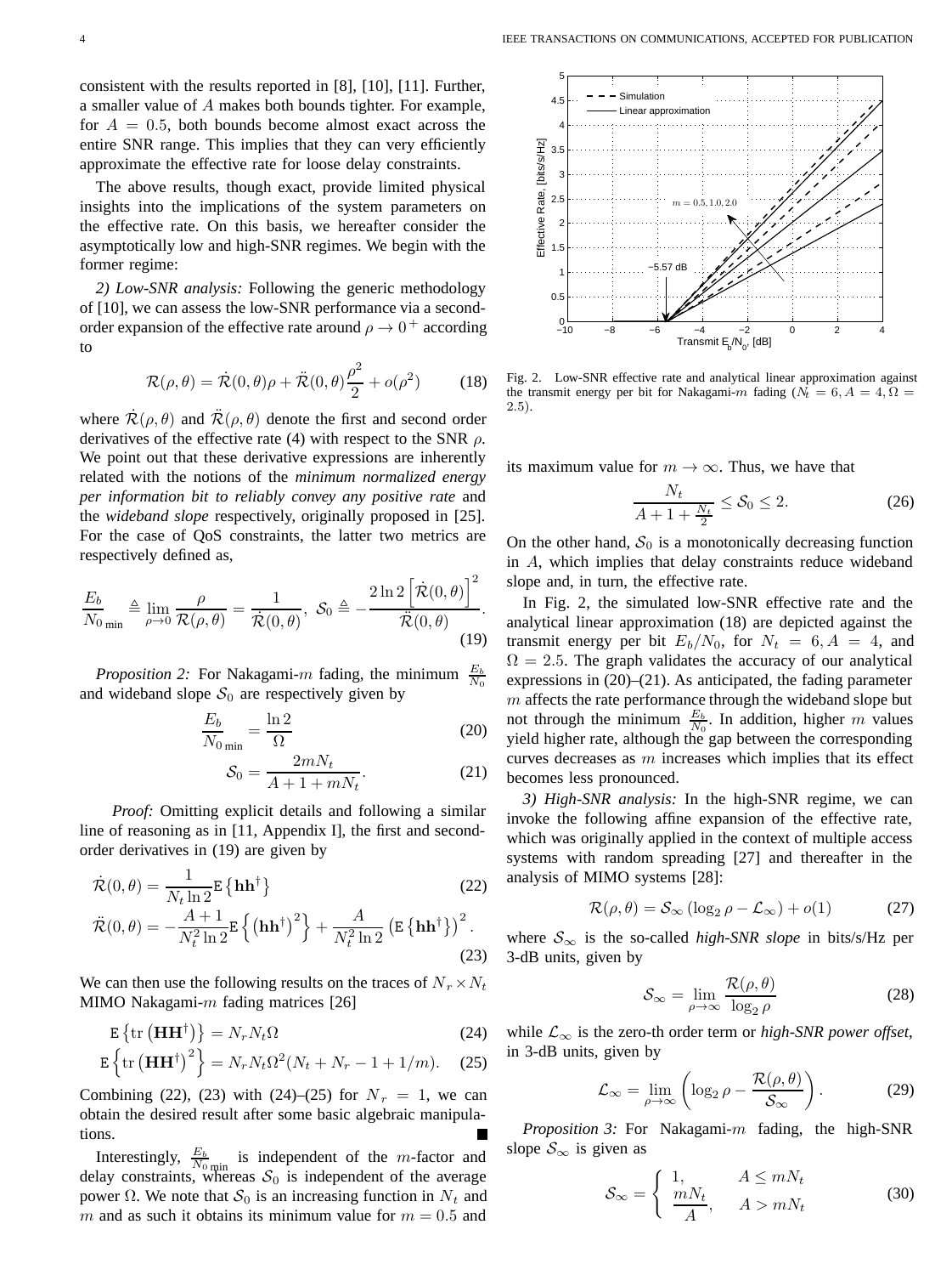consistent with the results reported in [8], [10], [11]. Further, a smaller value of $A$ makes both bounds tighter. For example, for $A = 0.5$, both bounds become almost exact across the entire SNR range. This implies that they can very efficiently approximate the effective rate for loose delay constraints.

The above results, though exact, provide limited physical insights into the implications of the system parameters on the effective rate. On this basis, we hereafter consider the asymptotically low and high-SNR regimes. We begin with the former regime:

*2) Low-SNR analysis:* Following the generic methodology of [10], we can assess the low-SNR performance via a second-order expansion of the effective rate around $\rho \to 0^+$ according to

$$\mathcal{R}(\rho, \theta) = \dot{\mathcal{R}}(0, \theta)\rho + \ddot{\mathcal{R}}(0, \theta)\frac{\rho^2}{2} + o(\rho^2) \tag{18}$$

where $\dot{\mathcal{R}}(\rho, \theta)$ and $\ddot{\mathcal{R}}(\rho, \theta)$ denote the first and second order derivatives of the effective rate (4) with respect to the SNR $\rho$. We point out that these derivative expressions are inherently related with the notions of the *minimum normalized energy per information bit to reliably convey any positive rate* and the *wideband slope* respectively, originally proposed in [25]. For the case of QoS constraints, the latter two metrics are respectively defined as,

$$\frac{E_b}{N_0}_{\min} \triangleq \lim_{\rho \to 0} \frac{\rho}{\mathcal{R}(\rho, \theta)} = \frac{1}{\dot{\mathcal{R}}(0, \theta)}, \ \mathcal{S}_0 \triangleq -\frac{2 \ln 2 \left[\dot{\mathcal{R}}(0, \theta)\right]^2}{\ddot{\mathcal{R}}(0, \theta)}. \tag{19}$$

*Proposition 2:* For Nakagami-$m$ fading, the minimum $\frac{E_b}{N_0}$ and wideband slope $\mathcal{S}_0$ are respectively given by

$$\frac{E_b}{N_0}_{\min} = \frac{\ln 2}{\Omega} \tag{20}$$

$$\mathcal{S}_0 = \frac{2mN_t}{A + 1 + mN_t}. \tag{21}$$

*Proof:* Omitting explicit details and following a similar line of reasoning as in [11, Appendix I], the first and second-order derivatives in (19) are given by

$$\dot{\mathcal{R}}(0, \theta) = \frac{1}{N_t \ln 2} \mathrm{E}\left\{\mathbf{h}\mathbf{h}^\dagger\right\} \tag{22}$$

$$\ddot{\mathcal{R}}(0, \theta) = -\frac{A+1}{N_t^2 \ln 2} \mathrm{E}\left\{\left(\mathbf{h}\mathbf{h}^\dagger\right)^2\right\} + \frac{A}{N_t^2 \ln 2}\left(\mathrm{E}\left\{\mathbf{h}\mathbf{h}^\dagger\right\}\right)^2. \tag{23}$$

We can then use the following results on the traces of $N_r \times N_t$ MIMO Nakagami-$m$ fading matrices [26]

$$\mathrm{E}\left\{\mathrm{tr}\left(\mathbf{H}\mathbf{H}^\dagger\right)\right\} = N_r N_t \Omega \tag{24}$$

$$\mathrm{E}\left\{\mathrm{tr}\left(\mathbf{H}\mathbf{H}^\dagger\right)^2\right\} = N_r N_t \Omega^2 (N_t + N_r - 1 + 1/m). \tag{25}$$

Combining (22), (23) with (24)–(25) for $N_r = 1$, we can obtain the desired result after some basic algebraic manipulations. ■

Interestingly, $\frac{E_b}{N_0}_{\min}$ is independent of the $m$-factor and delay constraints, whereas $\mathcal{S}_0$ is independent of the average power $\Omega$. We note that $\mathcal{S}_0$ is an increasing function in $N_t$ and $m$ and as such it obtains its minimum value for $m = 0.5$ and its maximum value for $m \to \infty$. Thus, we have that

$$\frac{N_t}{A + 1 + \frac{N_t}{2}} \leq \mathcal{S}_0 \leq 2. \tag{26}$$

On the other hand, $\mathcal{S}_0$ is a monotonically decreasing function in $A$, which implies that delay constraints reduce wideband slope and, in turn, the effective rate.

Fig. 2. Low-SNR effective rate and analytical linear approximation against the transmit energy per bit for Nakagami-$m$ fading ($N_t = 6, A = 4, \Omega = 2.5$).

In Fig. 2, the simulated low-SNR effective rate and the analytical linear approximation (18) are depicted against the transmit energy per bit $E_b/N_0$, for $N_t = 6, A = 4$, and $\Omega = 2.5$. The graph validates the accuracy of our analytical expressions in (20)–(21). As anticipated, the fading parameter $m$ affects the rate performance through the wideband slope but not through the minimum $\frac{E_b}{N_0}$. In addition, higher $m$ values yield higher rate, although the gap between the corresponding curves decreases as $m$ increases which implies that its effect becomes less pronounced.

*3) High-SNR analysis:* In the high-SNR regime, we can invoke the following affine expansion of the effective rate, which was originally applied in the context of multiple access systems with random spreading [27] and thereafter in the analysis of MIMO systems [28]:

$$\mathcal{R}(\rho, \theta) = \mathcal{S}_\infty \left(\log_2 \rho - \mathcal{L}_\infty\right) + o(1) \tag{27}$$

where $\mathcal{S}_\infty$ is the so-called *high-SNR slope* in bits/s/Hz per 3-dB units, given by

$$\mathcal{S}_\infty = \lim_{\rho \to \infty} \frac{\mathcal{R}(\rho, \theta)}{\log_2 \rho} \tag{28}$$

while $\mathcal{L}_\infty$ is the zero-th order term or *high-SNR power offset*, in 3-dB units, given by

$$\mathcal{L}_\infty = \lim_{\rho \to \infty}\left(\log_2 \rho - \frac{\mathcal{R}(\rho, \theta)}{\mathcal{S}_\infty}\right). \tag{29}$$

*Proposition 3:* For Nakagami-$m$ fading, the high-SNR slope $\mathcal{S}_\infty$ is given as

$$\mathcal{S}_\infty = \begin{cases} 1, & A \leq mN_t \\ \dfrac{mN_t}{A}, & A > mN_t \end{cases} \tag{30}$$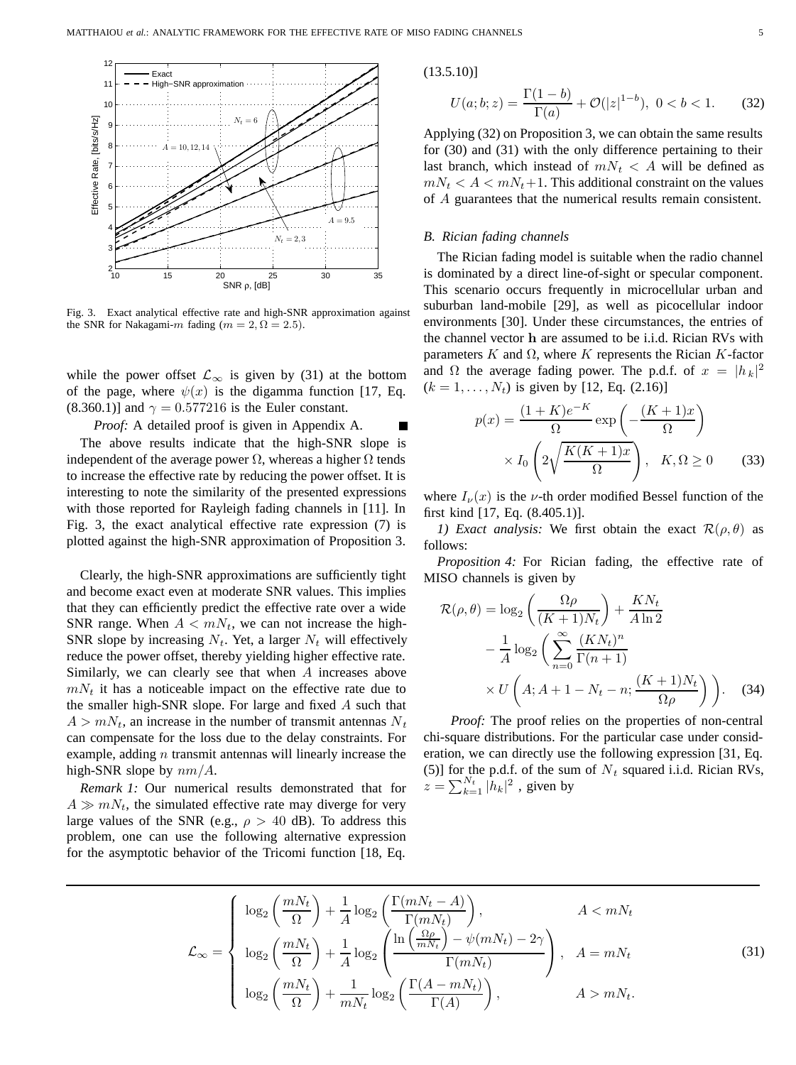Fig. 3. Exact analytical effective rate and high-SNR approximation against the SNR for Nakagami-$m$ fading ($m = 2, \Omega = 2.5$).

while the power offset $\mathcal{L}_\infty$ is given by (31) at the bottom of the page, where $\psi(x)$ is the digamma function [17, Eq. (8.360.1)] and $\gamma = 0.577216$ is the Euler constant.

*Proof:* A detailed proof is given in Appendix A. ■

The above results indicate that the high-SNR slope is independent of the average power $\Omega$, whereas a higher $\Omega$ tends to increase the effective rate by reducing the power offset. It is interesting to note the similarity of the presented expressions with those reported for Rayleigh fading channels in [11]. In Fig. 3, the exact analytical effective rate expression (7) is plotted against the high-SNR approximation of Proposition 3.

Clearly, the high-SNR approximations are sufficiently tight and become exact even at moderate SNR values. This implies that they can efficiently predict the effective rate over a wide SNR range. When $A < mN_t$, we can not increase the high-SNR slope by increasing $N_t$. Yet, a larger $N_t$ will effectively reduce the power offset, thereby yielding higher effective rate. Similarly, we can clearly see that when $A$ increases above $mN_t$ it has a noticeable impact on the effective rate due to the smaller high-SNR slope. For large and fixed $A$ such that $A > mN_t$, an increase in the number of transmit antennas $N_t$ can compensate for the loss due to the delay constraints. For example, adding $n$ transmit antennas will linearly increase the high-SNR slope by $nm/A$.

*Remark 1:* Our numerical results demonstrated that for $A \gg mN_t$, the simulated effective rate may diverge for very large values of the SNR (e.g., $\rho > 40$ dB). To address this problem, one can use the following alternative expression for the asymptotic behavior of the Tricomi function [18, Eq. (13.5.10)]

$$U(a;b;z) = \frac{\Gamma(1-b)}{\Gamma(a)} + \mathcal{O}(|z|^{1-b}), \;\; 0 < b < 1. \tag{32}$$

Applying (32) on Proposition 3, we can obtain the same results for (30) and (31) with the only difference pertaining to their last branch, which instead of $mN_t < A$ will be defined as $mN_t < A < mN_t+1$. This additional constraint on the values of $A$ guarantees that the numerical results remain consistent.

### *B. Rician fading channels*

The Rician fading model is suitable when the radio channel is dominated by a direct line-of-sight or specular component. This scenario occurs frequently in microcellular urban and suburban land-mobile [29], as well as picocellular indoor environments [30]. Under these circumstances, the entries of the channel vector $\mathbf{h}$ are assumed to be i.i.d. Rician RVs with parameters $K$ and $\Omega$, where $K$ represents the Rician $K$-factor and $\Omega$ the average fading power. The p.d.f. of $x = |h_k|^2$ ($k = 1, \ldots, N_t$) is given by [12, Eq. (2.16)]

$$p(x) = \frac{(1+K)e^{-K}}{\Omega} \exp\left(-\frac{(K+1)x}{\Omega}\right) \times I_0\left(2\sqrt{\frac{K(K+1)x}{\Omega}}\right), \quad K, \Omega \geq 0 \tag{33}$$

where $I_\nu(x)$ is the $\nu$-th order modified Bessel function of the first kind [17, Eq. (8.405.1)].

*1) Exact analysis:* We first obtain the exact $\mathcal{R}(\rho, \theta)$ as follows:

*Proposition 4:* For Rician fading, the effective rate of MISO channels is given by

$$\mathcal{R}(\rho, \theta) = \log_2\left(\frac{\Omega\rho}{(K+1)N_t}\right) + \frac{KN_t}{A\ln 2} - \frac{1}{A}\log_2\left(\sum_{n=0}^{\infty}\frac{(KN_t)^n}{\Gamma(n+1)} \times U\left(A; A+1-N_t-n; \frac{(K+1)N_t}{\Omega\rho}\right)\right). \tag{34}$$

*Proof:* The proof relies on the properties of non-central chi-square distributions. For the particular case under consideration, we can directly use the following expression [31, Eq. (5)] for the p.d.f. of the sum of $N_t$ squared i.i.d. Rician RVs, $z = \sum_{k=1}^{N_t} |h_k|^2$ , given by

$$\mathcal{L}_\infty = \begin{cases} \log_2\left(\frac{mN_t}{\Omega}\right) + \frac{1}{A}\log_2\left(\frac{\Gamma(mN_t - A)}{\Gamma(mN_t)}\right), & A < mN_t \\ \log_2\left(\frac{mN_t}{\Omega}\right) + \frac{1}{A}\log_2\left(\frac{\ln\left(\frac{\Omega\rho}{mN_t}\right) - \psi(mN_t) - 2\gamma}{\Gamma(mN_t)}\right), & A = mN_t \\ \log_2\left(\frac{mN_t}{\Omega}\right) + \frac{1}{mN_t}\log_2\left(\frac{\Gamma(A - mN_t)}{\Gamma(A)}\right), & A > mN_t. \end{cases} \tag{31}$$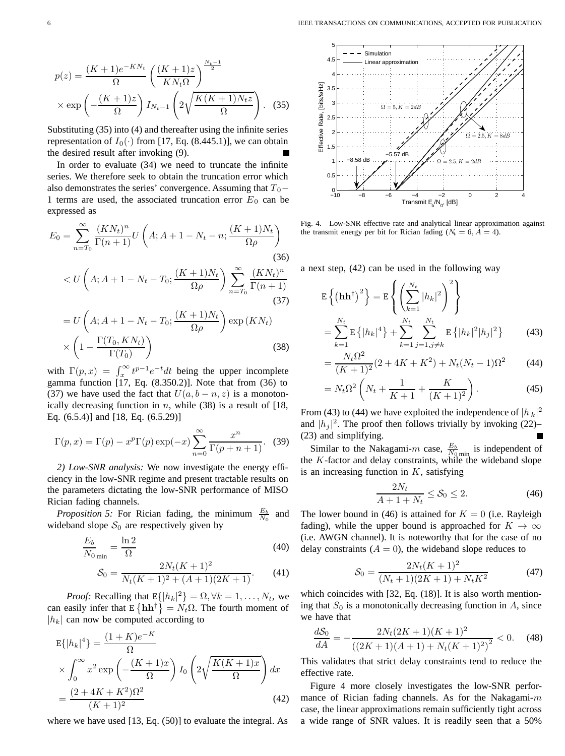$$p(z) = \frac{(K+1)e^{-KN_t}}{\Omega}\left(\frac{(K+1)z}{KN_t\Omega}\right)^{\frac{N_t-1}{2}}$$
$$\times \exp\left(-\frac{(K+1)z}{\Omega}\right) I_{N_t-1}\left(2\sqrt{\frac{K(K+1)N_t z}{\Omega}}\right). \quad (35)$$

Substituting (35) into (4) and thereafter using the infinite series representation of $I_0(\cdot)$ from [17, Eq. (8.445.1)], we can obtain the desired result after invoking (9). ∎

In order to evaluate (34) we need to truncate the infinite series. We therefore seek to obtain the truncation error which also demonstrates the series' convergence. Assuming that $T_0 - 1$ terms are used, the associated truncation error $E_0$ can be expressed as

$$E_0 = \sum_{n=T_0}^{\infty} \frac{(KN_t)^n}{\Gamma(n+1)} U\left(A; A+1-N_t-n; \frac{(K+1)N_t}{\Omega\rho}\right) \quad (36)$$

$$< U\left(A; A+1-N_t-T_0; \frac{(K+1)N_t}{\Omega\rho}\right) \sum_{n=T_0}^{\infty} \frac{(KN_t)^n}{\Gamma(n+1)} \quad (37)$$

$$= U\left(A; A+1-N_t-T_0; \frac{(K+1)N_t}{\Omega\rho}\right) \exp\left(KN_t\right) \times \left(1 - \frac{\Gamma(T_0, KN_t)}{\Gamma(T_0)}\right) \quad (38)$$

with $\Gamma(p,x) = \int_x^\infty t^{p-1}e^{-t}dt$ being the upper incomplete gamma function [17, Eq. (8.350.2)]. Note that from (36) to (37) we have used the fact that $U(a, b-n, z)$ is a monotonically decreasing function in $n$, while (38) is a result of [18, Eq. (6.5.4)] and [18, Eq. (6.5.29)]

$$\Gamma(p,x) = \Gamma(p) - x^p\Gamma(p)\exp(-x)\sum_{n=0}^{\infty}\frac{x^n}{\Gamma(p+n+1)}. \quad (39)$$

*2) Low-SNR analysis:* We now investigate the energy efficiency in the low-SNR regime and present tractable results on the parameters dictating the low-SNR performance of MISO Rician fading channels.

*Proposition 5:* For Rician fading, the minimum $\frac{E_b}{N_0}$ and wideband slope $\mathcal{S}_0$ are respectively given by

$$\frac{E_b}{N_0}_{\min} = \frac{\ln 2}{\Omega} \quad (40)$$

$$\mathcal{S}_0 = \frac{2N_t(K+1)^2}{N_t(K+1)^2 + (A+1)(2K+1)}. \quad (41)$$

*Proof:* Recalling that $\mathrm{E}\{|h_k|^2\} = \Omega, \forall k = 1, \dots, N_t$, we can easily infer that $\mathrm{E}\left\{\mathbf{h}\mathbf{h}^\dagger\right\} = N_t\Omega$. The fourth moment of $|h_k|$ can now be computed according to

$$\mathrm{E}\{|h_k|^4\} = \frac{(1+K)e^{-K}}{\Omega} \times \int_0^\infty x^2 \exp\left(-\frac{(K+1)x}{\Omega}\right) I_0\left(2\sqrt{\frac{K(K+1)x}{\Omega}}\right)dx$$
$$= \frac{(2+4K+K^2)\Omega^2}{(K+1)^2} \quad (42)$$

where we have used [13, Eq. (50)] to evaluate the integral. As a next step, (42) can be used in the following way

$$\mathrm{E}\left\{\left(\mathbf{h}\mathbf{h}^\dagger\right)^2\right\} = \mathrm{E}\left\{\left(\sum_{k=1}^{N_t}|h_k|^2\right)^2\right\}$$
$$= \sum_{k=1}^{N_t}\mathrm{E}\left\{|h_k|^4\right\} + \sum_{k=1}^{N_t}\sum_{j=1, j\neq k}^{N_t}\mathrm{E}\left\{|h_k|^2|h_j|^2\right\} \quad (43)$$
$$= \frac{N_t\Omega^2}{(K+1)^2}(2+4K+K^2) + N_t(N_t-1)\Omega^2 \quad (44)$$
$$= N_t\Omega^2\left(N_t + \frac{1}{K+1} + \frac{K}{(K+1)^2}\right). \quad (45)$$

From (43) to (44) we have exploited the independence of $|h_k|^2$ and $|h_j|^2$. The proof then follows trivially by invoking (22)–(23) and simplifying. ∎

Similar to the Nakagami-$m$ case, $\frac{E_b}{N_0}_{\min}$ is independent of the $K$-factor and delay constraints, while the wideband slope is an increasing function in $K$, satisfying

$$\frac{2N_t}{A+1+N_t} \leq \mathcal{S}_0 \leq 2. \quad (46)$$

The lower bound in (46) is attained for $K = 0$ (i.e. Rayleigh fading), while the upper bound is approached for $K \to \infty$ (i.e. AWGN channel). It is noteworthy that for the case of no delay constraints ($A = 0$), the wideband slope reduces to

$$\mathcal{S}_0 = \frac{2N_t(K+1)^2}{(N_t+1)(2K+1) + N_tK^2} \quad (47)$$

which coincides with [32, Eq. (18)]. It is also worth mentioning that $S_0$ is a monotonically decreasing function in $A$, since we have that

$$\frac{d\mathcal{S}_0}{dA} = -\frac{2N_t(2K+1)(K+1)^2}{\left((2K+1)(A+1) + N_t(K+1)^2\right)^2} < 0. \quad (48)$$

This validates that strict delay constraints tend to reduce the effective rate.

Figure 4 more closely investigates the low-SNR performance of Rician fading channels. As for the Nakagami-$m$ case, the linear approximations remain sufficiently tight across a wide range of SNR values. It is readily seen that a 50%

Fig. 4. Low-SNR effective rate and analytical linear approximation against the transmit energy per bit for Rician fading ($N_t = 6, A = 4$).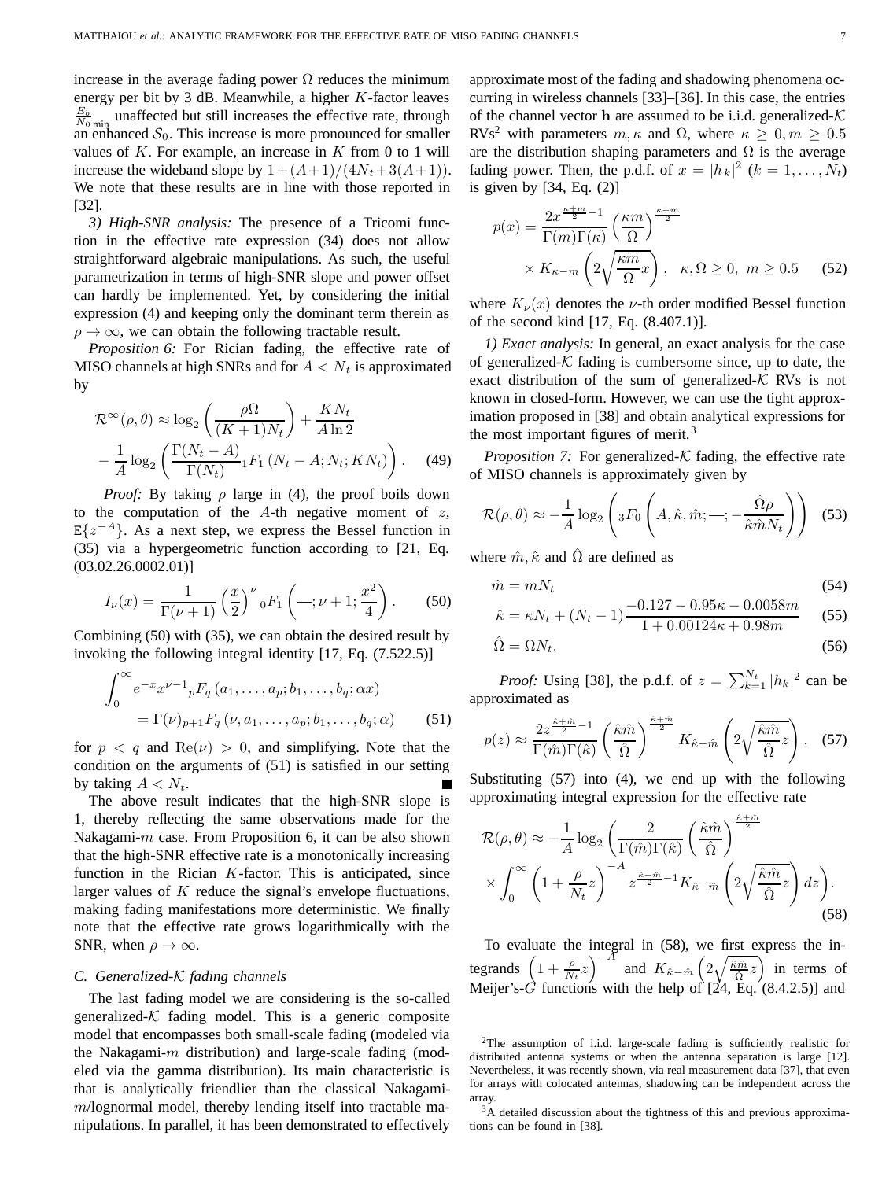increase in the average fading power $\Omega$ reduces the minimum energy per bit by 3 dB. Meanwhile, a higher $K$-factor leaves $\frac{E_b}{N_0}_{\min}$ unaffected but still increases the effective rate, through an enhanced $\mathcal{S}_0$. This increase is more pronounced for smaller values of $K$. For example, an increase in $K$ from 0 to 1 will increase the wideband slope by $1+(A+1)/(4N_t+3(A+1))$. We note that these results are in line with those reported in [32].

*3) High-SNR analysis:* The presence of a Tricomi function in the effective rate expression (34) does not allow straightforward algebraic manipulations. As such, the useful parametrization in terms of high-SNR slope and power offset can hardly be implemented. Yet, by considering the initial expression (4) and keeping only the dominant term therein as $\rho \to \infty$, we can obtain the following tractable result.

*Proposition 6:* For Rician fading, the effective rate of MISO channels at high SNRs and for $A < N_t$ is approximated by

$$\mathcal{R}^{\infty}(\rho,\theta) \approx \log_2\left(\frac{\rho\Omega}{(K+1)N_t}\right) + \frac{KN_t}{A\ln 2} - \frac{1}{A}\log_2\left(\frac{\Gamma(N_t-A)}{\Gamma(N_t)}{}_1F_1\left(N_t-A;N_t;KN_t\right)\right). \quad (49)$$

*Proof:* By taking $\rho$ large in (4), the proof boils down to the computation of the $A$-th negative moment of $z$, $\mathrm{E}\{z^{-A}\}$. As a next step, we express the Bessel function in (35) via a hypergeometric function according to [21, Eq. (03.02.26.0002.01)]

$$I_\nu(x) = \frac{1}{\Gamma(\nu+1)}\left(\frac{x}{2}\right)^{\nu}{}_0F_1\left(—;\nu+1;\frac{x^2}{4}\right). \quad (50)$$

Combining (50) with (35), we can obtain the desired result by invoking the following integral identity [17, Eq. (7.522.5)]

$$\int_0^\infty e^{-x}x^{\nu-1}{}_pF_q\left(a_1,\ldots,a_p;b_1,\ldots,b_q;\alpha x\right) = \Gamma(\nu){}_{p+1}F_q\left(\nu,a_1,\ldots,a_p;b_1,\ldots,b_q;\alpha\right) \quad (51)$$

for $p < q$ and $\mathrm{Re}(\nu) > 0$, and simplifying. Note that the condition on the arguments of (51) is satisfied in our setting by taking $A < N_t$. ■

The above result indicates that the high-SNR slope is 1, thereby reflecting the same observations made for the Nakagami-$m$ case. From Proposition 6, it can be also shown that the high-SNR effective rate is a monotonically increasing function in the Rician $K$-factor. This is anticipated, since larger values of $K$ reduce the signal's envelope fluctuations, making fading manifestations more deterministic. We finally note that the effective rate grows logarithmically with the SNR, when $\rho \to \infty$.

### C. Generalized-$\mathcal{K}$ fading channels

The last fading model we are considering is the so-called generalized-$\mathcal{K}$ fading model. This is a generic composite model that encompasses both small-scale fading (modeled via the Nakagami-$m$ distribution) and large-scale fading (modeled via the gamma distribution). Its main characteristic is that is analytically friendlier than the classical Nakagami-$m$/lognormal model, thereby lending itself into tractable manipulations. In parallel, it has been demonstrated to effectively approximate most of the fading and shadowing phenomena occurring in wireless channels [33]–[36]. In this case, the entries of the channel vector $\mathbf{h}$ are assumed to be i.i.d. generalized-$\mathcal{K}$ RVs[2] with parameters $m, \kappa$ and $\Omega$, where $\kappa \geq 0, m \geq 0.5$ are the distribution shaping parameters and $\Omega$ is the average fading power. Then, the p.d.f. of $x = |h_k|^2$ ($k = 1,\ldots,N_t$) is given by [34, Eq. (2)]

$$p(x) = \frac{2x^{\frac{\kappa+m}{2}-1}}{\Gamma(m)\Gamma(\kappa)}\left(\frac{\kappa m}{\Omega}\right)^{\frac{\kappa+m}{2}} \times K_{\kappa-m}\left(2\sqrt{\frac{\kappa m}{\Omega}x}\right), \quad \kappa,\Omega \geq 0,\ m \geq 0.5 \quad (52)$$

where $K_\nu(x)$ denotes the $\nu$-th order modified Bessel function of the second kind [17, Eq. (8.407.1)].

*1) Exact analysis:* In general, an exact analysis for the case of generalized-$\mathcal{K}$ fading is cumbersome since, up to date, the exact distribution of the sum of generalized-$\mathcal{K}$ RVs is not known in closed-form. However, we can use the tight approximation proposed in [38] and obtain analytical expressions for the most important figures of merit.[3]

*Proposition 7:* For generalized-$\mathcal{K}$ fading, the effective rate of MISO channels is approximately given by

$$\mathcal{R}(\rho,\theta) \approx -\frac{1}{A}\log_2\left({}_3F_0\left(A,\hat{\kappa},\hat{m};—;-\frac{\hat{\Omega}\rho}{\hat{\kappa}\hat{m}N_t}\right)\right) \quad (53)$$

where $\hat{m}, \hat{\kappa}$ and $\hat{\Omega}$ are defined as

$$\hat{m} = mN_t \quad (54)$$

$$\hat{\kappa} = \kappa N_t + (N_t-1)\frac{-0.127-0.95\kappa-0.0058m}{1+0.00124\kappa+0.98m} \quad (55)$$

$$\hat{\Omega} = \Omega N_t. \quad (56)$$

*Proof:* Using [38], the p.d.f. of $z = \sum_{k=1}^{N_t}|h_k|^2$ can be approximated as

$$p(z) \approx \frac{2z^{\frac{\hat{\kappa}+\hat{m}}{2}-1}}{\Gamma(\hat{m})\Gamma(\hat{\kappa})}\left(\frac{\hat{\kappa}\hat{m}}{\hat{\Omega}}\right)^{\frac{\hat{\kappa}+\hat{m}}{2}} K_{\hat{\kappa}-\hat{m}}\left(2\sqrt{\frac{\hat{\kappa}\hat{m}}{\hat{\Omega}}z}\right). \quad (57)$$

Substituting (57) into (4), we end up with the following approximating integral expression for the effective rate

$$\mathcal{R}(\rho,\theta) \approx -\frac{1}{A}\log_2\left(\frac{2}{\Gamma(\hat{m})\Gamma(\hat{\kappa})}\left(\frac{\hat{\kappa}\hat{m}}{\hat{\Omega}}\right)^{\frac{\hat{\kappa}+\hat{m}}{2}} \times \int_0^\infty\left(1+\frac{\rho}{N_t}z\right)^{-A} z^{\frac{\hat{\kappa}+\hat{m}}{2}-1}K_{\hat{\kappa}-\hat{m}}\left(2\sqrt{\frac{\hat{\kappa}\hat{m}}{\hat{\Omega}}z}\right)dz\right). \quad (58)$$

To evaluate the integral in (58), we first express the integrands $\left(1+\frac{\rho}{N_t}z\right)^{-A}$ and $K_{\hat{\kappa}-\hat{m}}\left(2\sqrt{\frac{\hat{\kappa}\hat{m}}{\hat{\Omega}}z}\right)$ in terms of Meijer's-$G$ functions with the help of [24, Eq. (8.4.2.5)] and

[2] The assumption of i.i.d. large-scale fading is sufficiently realistic for distributed antenna systems or when the antenna separation is large [12]. Nevertheless, it was recently shown, via real measurement data [37], that even for arrays with colocated antennas, shadowing can be independent across the array.

[3] A detailed discussion about the tightness of this and previous approximations can be found in [38].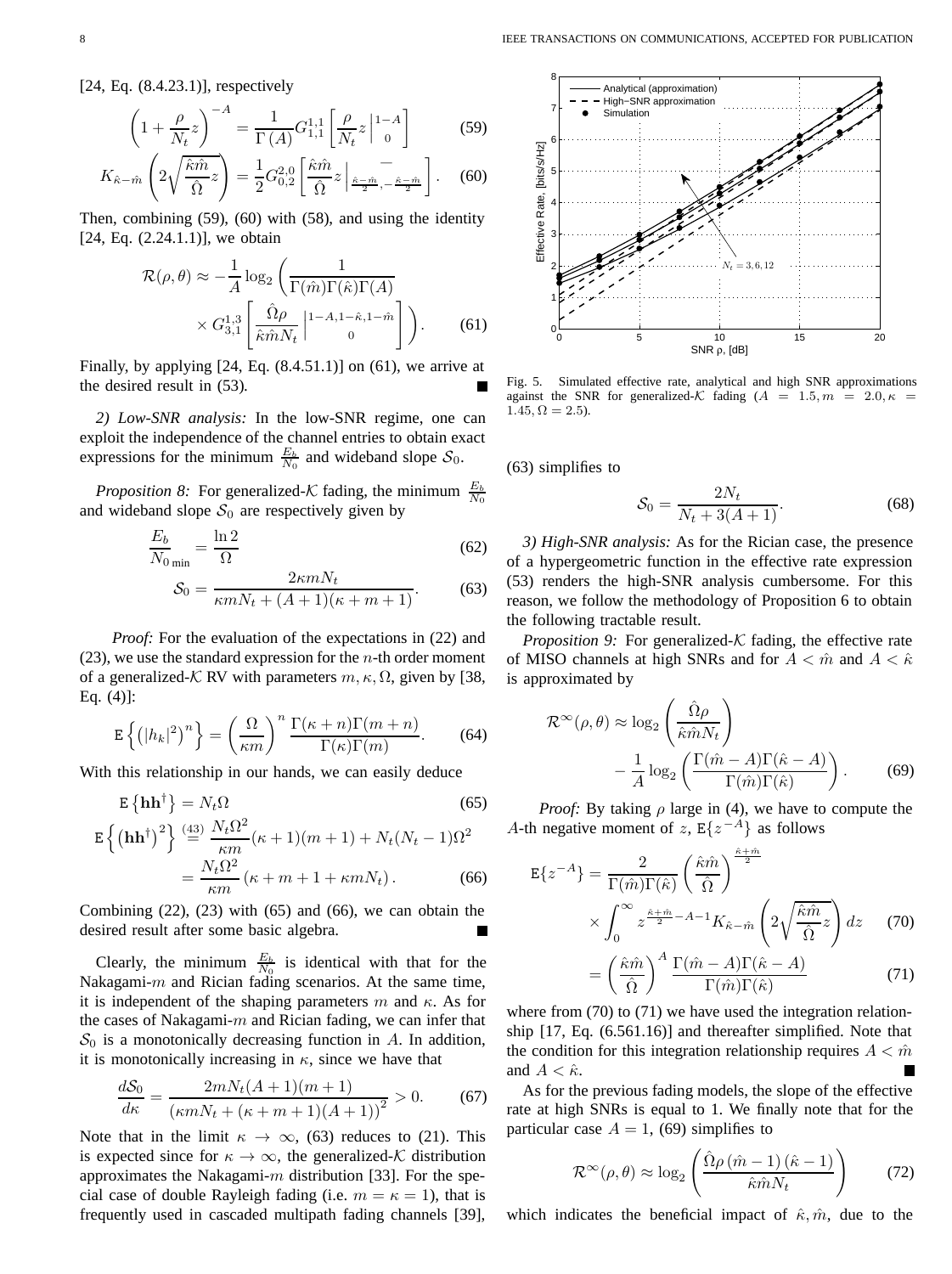[24, Eq. (8.4.23.1)], respectively

$$\left(1+\frac{\rho}{N_t}z\right)^{-A}=\frac{1}{\Gamma(A)}G_{1,1}^{1,1}\left[\frac{\rho}{N_t}z\left|\begin{matrix}1-A\\0\end{matrix}\right.\right] \tag{59}$$

$$K_{\hat{\kappa}-\hat{m}}\left(2\sqrt{\frac{\hat{\kappa}\hat{m}}{\hat{\Omega}}z}\right)=\frac{1}{2}G_{0,2}^{2,0}\left[\frac{\hat{\kappa}\hat{m}}{\hat{\Omega}}z\left|\begin{matrix}-\\\frac{\hat{\kappa}-\hat{m}}{2},-\frac{\hat{\kappa}-\hat{m}}{2}\end{matrix}\right.\right]. \tag{60}$$

Then, combining (59), (60) with (58), and using the identity [24, Eq. (2.24.1.1)], we obtain

$$\mathcal{R}(\rho,\theta)\approx-\frac{1}{A}\log_2\left(\frac{1}{\Gamma(\hat{m})\Gamma(\hat{\kappa})\Gamma(A)}\times G_{3,1}^{1,3}\left[\frac{\hat{\Omega}\rho}{\hat{\kappa}\hat{m}N_t}\left|\begin{matrix}1-A,1-\hat{\kappa},1-\hat{m}\\0\end{matrix}\right.\right]\right). \tag{61}$$

Finally, by applying [24, Eq. (8.4.51.1)] on (61), we arrive at the desired result in (53). ∎

*2) Low-SNR analysis:* In the low-SNR regime, one can exploit the independence of the channel entries to obtain exact expressions for the minimum $\frac{E_b}{N_0}$ and wideband slope $\mathcal{S}_0$.

*Proposition 8:* For generalized-$\mathcal{K}$ fading, the minimum $\frac{E_b}{N_0}$ and wideband slope $\mathcal{S}_0$ are respectively given by

$$\frac{E_b}{N_0}_{\min}=\frac{\ln 2}{\Omega} \tag{62}$$

$$\mathcal{S}_0=\frac{2\kappa m N_t}{\kappa m N_t+(A+1)(\kappa+m+1)}. \tag{63}$$

*Proof:* For the evaluation of the expectations in (22) and (23), we use the standard expression for the $n$-th order moment of a generalized-$\mathcal{K}$ RV with parameters $m,\kappa,\Omega$, given by [38, Eq. (4)]:

$$\mathrm{E}\left\{\left(|h_k|^2\right)^n\right\}=\left(\frac{\Omega}{\kappa m}\right)^n\frac{\Gamma(\kappa+n)\Gamma(m+n)}{\Gamma(\kappa)\Gamma(m)}. \tag{64}$$

With this relationship in our hands, we can easily deduce

$$\mathrm{E}\left\{\mathbf{h}\mathbf{h}^\dagger\right\}=N_t\Omega \tag{65}$$

$$\mathrm{E}\left\{\left(\mathbf{h}\mathbf{h}^\dagger\right)^2\right\}\overset{(43)}{=}\frac{N_t\Omega^2}{\kappa m}(\kappa+1)(m+1)+N_t(N_t-1)\Omega^2 = \frac{N_t\Omega^2}{\kappa m}\left(\kappa+m+1+\kappa m N_t\right). \tag{66}$$

Combining (22), (23) with (65) and (66), we can obtain the desired result after some basic algebra. ∎

Clearly, the minimum $\frac{E_b}{N_0}$ is identical with that for the Nakagami-$m$ and Rician fading scenarios. At the same time, it is independent of the shaping parameters $m$ and $\kappa$. As for the cases of Nakagami-$m$ and Rician fading, we can infer that $\mathcal{S}_0$ is a monotonically decreasing function in $A$. In addition, it is monotonically increasing in $\kappa$, since we have that

$$\frac{d\mathcal{S}_0}{d\kappa}=\frac{2mN_t(A+1)(m+1)}{\left(\kappa m N_t+(\kappa+m+1)(A+1)\right)^2}>0. \tag{67}$$

Note that in the limit $\kappa\to\infty$, (63) reduces to (21). This is expected since for $\kappa\to\infty$, the generalized-$\mathcal{K}$ distribution approximates the Nakagami-$m$ distribution [33]. For the special case of double Rayleigh fading (i.e. $m=\kappa=1$), that is frequently used in cascaded multipath fading channels [39], (63) simplifies to

$$\mathcal{S}_0=\frac{2N_t}{N_t+3(A+1)}. \tag{68}$$

Fig. 5. Simulated effective rate, analytical and high SNR approximations against the SNR for generalized-$\mathcal{K}$ fading ($A=1.5, m=2.0, \kappa=1.45, \Omega=2.5$).

*3) High-SNR analysis:* As for the Rician case, the presence of a hypergeometric function in the effective rate expression (53) renders the high-SNR analysis cumbersome. For this reason, we follow the methodology of Proposition 6 to obtain the following tractable result.

*Proposition 9:* For generalized-$\mathcal{K}$ fading, the effective rate of MISO channels at high SNRs and for $A<\hat{m}$ and $A<\hat{\kappa}$ is approximated by

$$\mathcal{R}^\infty(\rho,\theta)\approx\log_2\left(\frac{\hat{\Omega}\rho}{\hat{\kappa}\hat{m}N_t}\right)-\frac{1}{A}\log_2\left(\frac{\Gamma(\hat{m}-A)\Gamma(\hat{\kappa}-A)}{\Gamma(\hat{m})\Gamma(\hat{\kappa})}\right). \tag{69}$$

*Proof:* By taking $\rho$ large in (4), we have to compute the $A$-th negative moment of $z$, $\mathrm{E}\{z^{-A}\}$ as follows

$$\mathrm{E}\{z^{-A}\}=\frac{2}{\Gamma(\hat{m})\Gamma(\hat{\kappa})}\left(\frac{\hat{\kappa}\hat{m}}{\hat{\Omega}}\right)^{\frac{\hat{\kappa}+\hat{m}}{2}}\times\int_0^\infty z^{\frac{\hat{\kappa}+\hat{m}}{2}-A-1}K_{\hat{\kappa}-\hat{m}}\left(2\sqrt{\frac{\hat{\kappa}\hat{m}}{\hat{\Omega}}z}\right)dz \tag{70}$$

$$=\left(\frac{\hat{\kappa}\hat{m}}{\hat{\Omega}}\right)^A\frac{\Gamma(\hat{m}-A)\Gamma(\hat{\kappa}-A)}{\Gamma(\hat{m})\Gamma(\hat{\kappa})} \tag{71}$$

where from (70) to (71) we have used the integration relationship [17, Eq. (6.561.16)] and thereafter simplified. Note that the condition for this integration relationship requires $A<\hat{m}$ and $A<\hat{\kappa}$. ∎

As for the previous fading models, the slope of the effective rate at high SNRs is equal to 1. We finally note that for the particular case $A=1$, (69) simplifies to

$$\mathcal{R}^\infty(\rho,\theta)\approx\log_2\left(\frac{\hat{\Omega}\rho\left(\hat{m}-1\right)\left(\hat{\kappa}-1\right)}{\hat{\kappa}\hat{m}N_t}\right) \tag{72}$$

which indicates the beneficial impact of $\hat{\kappa},\hat{m}$, due to the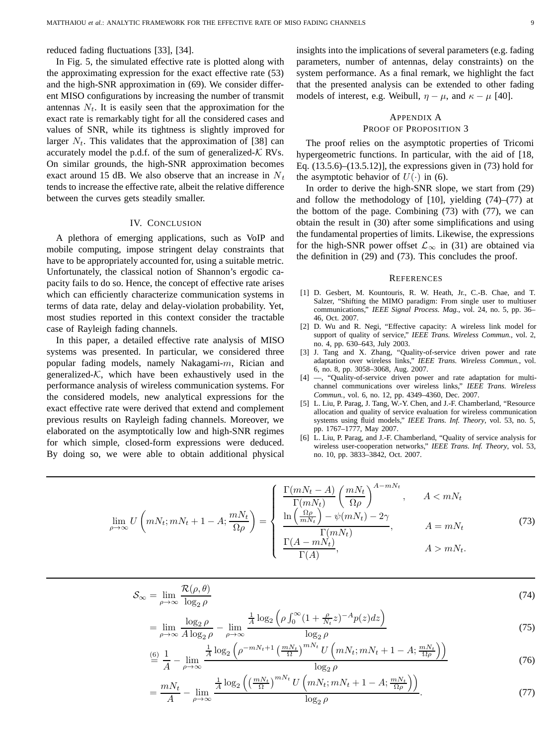reduced fading fluctuations [33], [34].

In Fig. 5, the simulated effective rate is plotted along with the approximating expression for the exact effective rate (53) and the high-SNR approximation in (69). We consider different MISO configurations by increasing the number of transmit antennas $N_t$. It is easily seen that the approximation for the exact rate is remarkably tight for all the considered cases and values of SNR, while its tightness is slightly improved for larger $N_t$. This validates that the approximation of [38] can accurately model the p.d.f. of the sum of generalized-$\mathcal{K}$ RVs. On similar grounds, the high-SNR approximation becomes exact around 15 dB. We also observe that an increase in $N_t$ tends to increase the effective rate, albeit the relative difference between the curves gets steadily smaller.

## IV. Conclusion

A plethora of emerging applications, such as VoIP and mobile computing, impose stringent delay constraints that have to be appropriately accounted for, using a suitable metric. Unfortunately, the classical notion of Shannon's ergodic capacity fails to do so. Hence, the concept of effective rate arises which can efficiently characterize communication systems in terms of data rate, delay and delay-violation probability. Yet, most studies reported in this context consider the tractable case of Rayleigh fading channels.

In this paper, a detailed effective rate analysis of MISO systems was presented. In particular, we considered three popular fading models, namely Nakagami-$m$, Rician and generalized-$\mathcal{K}$, which have been exhaustively used in the performance analysis of wireless communication systems. For the considered models, new analytical expressions for the exact effective rate were derived that extend and complement previous results on Rayleigh fading channels. Moreover, we elaborated on the asymptotically low and high-SNR regimes for which simple, closed-form expressions were deduced. By doing so, we were able to obtain additional physical insights into the implications of several parameters (e.g. fading parameters, number of antennas, delay constraints) on the system performance. As a final remark, we highlight the fact that the presented analysis can be extended to other fading models of interest, e.g. Weibull, $\eta-\mu$, and $\kappa-\mu$ [40].

## Appendix A
## Proof of Proposition 3

The proof relies on the asymptotic properties of Tricomi hypergeometric functions. In particular, with the aid of [18, Eq. (13.5.6)–(13.5.12)], the expressions given in (73) hold for the asymptotic behavior of $U(\cdot)$ in (6).

In order to derive the high-SNR slope, we start from (29) and follow the methodology of [10], yielding (74)–(77) at the bottom of the page. Combining (73) with (77), we can obtain the result in (30) after some simplifications and using the fundamental properties of limits. Likewise, the expressions for the high-SNR power offset $\mathcal{L}_\infty$ in (31) are obtained via the definition in (29) and (73). This concludes the proof.

## References

[1] D. Gesbert, M. Kountouris, R. W. Heath, Jr., C.-B. Chae, and T. Salzer, "Shifting the MIMO paradigm: From single user to multiuser communications," *IEEE Signal Process. Mag.*, vol. 24, no. 5, pp. 36–46, Oct. 2007.

[2] D. Wu and R. Negi, "Effective capacity: A wireless link model for support of quality of service," *IEEE Trans. Wireless Commun.*, vol. 2, no. 4, pp. 630–643, July 2003.

[3] J. Tang and X. Zhang, "Quality-of-service driven power and rate adaptation over wireless links," *IEEE Trans. Wireless Commun.*, vol. 6, no. 8, pp. 3058–3068, Aug. 2007.

[4] —, "Quality-of-service driven power and rate adaptation for multichannel communications over wireless links," *IEEE Trans. Wireless Commun.*, vol. 6, no. 12, pp. 4349–4360, Dec. 2007.

[5] L. Liu, P. Parag, J. Tang, W.-Y. Chen, and J.-F. Chamberland, "Resource allocation and quality of service evaluation for wireless communication systems using fluid models," *IEEE Trans. Inf. Theory*, vol. 53, no. 5, pp. 1767–1777, May 2007.

[6] L. Liu, P. Parag, and J.-F. Chamberland, "Quality of service analysis for wireless user-cooperation networks," *IEEE Trans. Inf. Theory*, vol. 53, no. 10, pp. 3833–3842, Oct. 2007.

$$\lim_{\rho\to\infty} U\left(mN_t; mN_t+1-A; \frac{mN_t}{\Omega\rho}\right) = \begin{cases} \dfrac{\Gamma(mN_t-A)}{\Gamma(mN_t)}\left(\dfrac{mN_t}{\Omega\rho}\right)^{A-mN_t}, & A < mN_t \\ \dfrac{\ln\left(\frac{\Omega\rho}{mN_t}\right)-\psi(mN_t)-2\gamma}{\Gamma(mN_t)}, & A = mN_t \\ \dfrac{\Gamma(A-mN_t)}{\Gamma(A)}, & A > mN_t. \end{cases} \tag{73}$$

$$\mathcal{S}_\infty = \lim_{\rho\to\infty}\frac{\mathcal{R}(\rho,\theta)}{\log_2\rho} \tag{74}$$

$$= \lim_{\rho\to\infty}\frac{\log_2\rho}{A\log_2\rho} - \lim_{\rho\to\infty}\frac{\frac{1}{A}\log_2\left(\rho\int_0^\infty(1+\frac{\rho}{N_t}z)^{-A}p(z)dz\right)}{\log_2\rho} \tag{75}$$

$$\overset{(6)}{=} \frac{1}{A} - \lim_{\rho\to\infty}\frac{\frac{1}{A}\log_2\left(\rho^{-mN_t+1}\left(\frac{mN_t}{\Omega}\right)^{mN_t}U\left(mN_t; mN_t+1-A; \frac{mN_t}{\Omega\rho}\right)\right)}{\log_2\rho} \tag{76}$$

$$= \frac{mN_t}{A} - \lim_{\rho\to\infty}\frac{\frac{1}{A}\log_2\left(\left(\frac{mN_t}{\Omega}\right)^{mN_t}U\left(mN_t; mN_t+1-A; \frac{mN_t}{\Omega\rho}\right)\right)}{\log_2\rho}. \tag{77}$$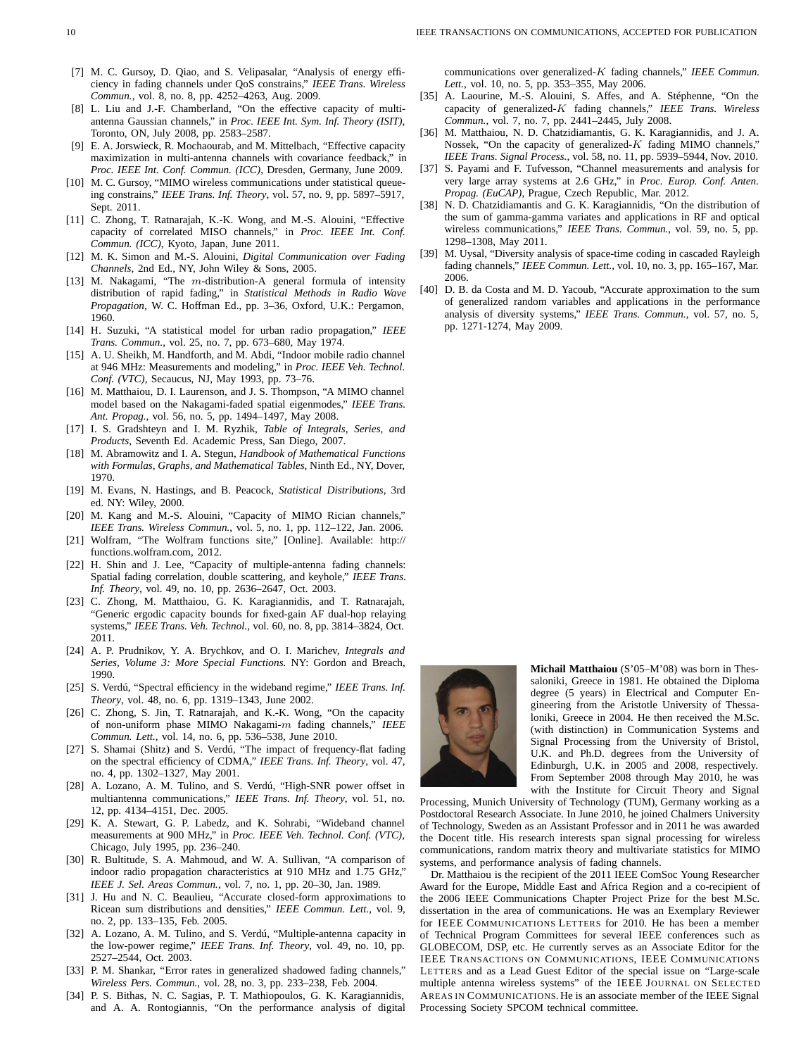[7] M. C. Gursoy, D. Qiao, and S. Velipasalar, "Analysis of energy efficiency in fading channels under QoS constrains," *IEEE Trans. Wireless Commun.*, vol. 8, no. 8, pp. 4252–4263, Aug. 2009.

[8] L. Liu and J.-F. Chamberland, "On the effective capacity of multi-antenna Gaussian channels," in *Proc. IEEE Int. Sym. Inf. Theory (ISIT)*, Toronto, ON, July 2008, pp. 2583–2587.

[9] E. A. Jorswieck, R. Mochaourab, and M. Mittelbach, "Effective capacity maximization in multi-antenna channels with covariance feedback," in *Proc. IEEE Int. Conf. Commun. (ICC)*, Dresden, Germany, June 2009.

[10] M. C. Gursoy, "MIMO wireless communications under statistical queueing constrains," *IEEE Trans. Inf. Theory*, vol. 57, no. 9, pp. 5897–5917, Sept. 2011.

[11] C. Zhong, T. Ratnarajah, K.-K. Wong, and M.-S. Alouini, "Effective capacity of correlated MISO channels," in *Proc. IEEE Int. Conf. Commun. (ICC)*, Kyoto, Japan, June 2011.

[12] M. K. Simon and M.-S. Alouini, *Digital Communication over Fading Channels*, 2nd Ed., NY, John Wiley & Sons, 2005.

[13] M. Nakagami, "The $m$-distribution-A general formula of intensity distribution of rapid fading," in *Statistical Methods in Radio Wave Propagation*, W. C. Hoffman Ed., pp. 3–36, Oxford, U.K.: Pergamon, 1960.

[14] H. Suzuki, "A statistical model for urban radio propagation," *IEEE Trans. Commun.*, vol. 25, no. 7, pp. 673–680, May 1974.

[15] A. U. Sheikh, M. Handforth, and M. Abdi, "Indoor mobile radio channel at 946 MHz: Measurements and modeling," in *Proc. IEEE Veh. Technol. Conf. (VTC)*, Secaucus, NJ, May 1993, pp. 73–76.

[16] M. Matthaiou, D. I. Laurenson, and J. S. Thompson, "A MIMO channel model based on the Nakagami-faded spatial eigenmodes," *IEEE Trans. Ant. Propag.*, vol. 56, no. 5, pp. 1494–1497, May 2008.

[17] I. S. Gradshteyn and I. M. Ryzhik, *Table of Integrals, Series, and Products*, Seventh Ed. Academic Press, San Diego, 2007.

[18] M. Abramowitz and I. A. Stegun, *Handbook of Mathematical Functions with Formulas, Graphs, and Mathematical Tables*, Ninth Ed., NY, Dover, 1970.

[19] M. Evans, N. Hastings, and B. Peacock, *Statistical Distributions*, 3rd ed. NY: Wiley, 2000.

[20] M. Kang and M.-S. Alouini, "Capacity of MIMO Rician channels," *IEEE Trans. Wireless Commun.*, vol. 5, no. 1, pp. 112–122, Jan. 2006.

[21] Wolfram, "The Wolfram functions site," [Online]. Available: http://functions.wolfram.com, 2012.

[22] H. Shin and J. Lee, "Capacity of multiple-antenna fading channels: Spatial fading correlation, double scattering, and keyhole," *IEEE Trans. Inf. Theory*, vol. 49, no. 10, pp. 2636–2647, Oct. 2003.

[23] C. Zhong, M. Matthaiou, G. K. Karagiannidis, and T. Ratnarajah, "Generic ergodic capacity bounds for fixed-gain AF dual-hop relaying systems," *IEEE Trans. Veh. Technol.*, vol. 60, no. 8, pp. 3814–3824, Oct. 2011.

[24] A. P. Prudnikov, Y. A. Brychkov, and O. I. Marichev, *Integrals and Series, Volume 3: More Special Functions.* NY: Gordon and Breach, 1990.

[25] S. Verdú, "Spectral efficiency in the wideband regime," *IEEE Trans. Inf. Theory*, vol. 48, no. 6, pp. 1319–1343, June 2002.

[26] C. Zhong, S. Jin, T. Ratnarajah, and K.-K. Wong, "On the capacity of non-uniform phase MIMO Nakagami-$m$ fading channels," *IEEE Commun. Lett.*, vol. 14, no. 6, pp. 536–538, June 2010.

[27] S. Shamai (Shitz) and S. Verdú, "The impact of frequency-flat fading on the spectral efficiency of CDMA," *IEEE Trans. Inf. Theory*, vol. 47, no. 4, pp. 1302–1327, May 2001.

[28] A. Lozano, A. M. Tulino, and S. Verdú, "High-SNR power offset in multiantenna communications," *IEEE Trans. Inf. Theory*, vol. 51, no. 12, pp. 4134–4151, Dec. 2005.

[29] K. A. Stewart, G. P. Labedz, and K. Sohrabi, "Wideband channel measurements at 900 MHz," in *Proc. IEEE Veh. Technol. Conf. (VTC)*, Chicago, July 1995, pp. 236–240.

[30] R. Bultitude, S. A. Mahmoud, and W. A. Sullivan, "A comparison of indoor radio propagation characteristics at 910 MHz and 1.75 GHz," *IEEE J. Sel. Areas Commun.*, vol. 7, no. 1, pp. 20–30, Jan. 1989.

[31] J. Hu and N. C. Beaulieu, "Accurate closed-form approximations to Ricean sum distributions and densities," *IEEE Commun. Lett.*, vol. 9, no. 2, pp. 133–135, Feb. 2005.

[32] A. Lozano, A. M. Tulino, and S. Verdú, "Multiple-antenna capacity in the low-power regime," *IEEE Trans. Inf. Theory*, vol. 49, no. 10, pp. 2527–2544, Oct. 2003.

[33] P. M. Shankar, "Error rates in generalized shadowed fading channels," *Wireless Pers. Commun.*, vol. 28, no. 3, pp. 233–238, Feb. 2004.

[34] P. S. Bithas, N. C. Sagias, P. T. Mathiopoulos, G. K. Karagiannidis, and A. A. Rontogiannis, "On the performance analysis of digital communications over generalized-$K$ fading channels," *IEEE Commun. Lett.*, vol. 10, no. 5, pp. 353–355, May 2006.

[35] A. Laourine, M.-S. Alouini, S. Affes, and A. Stéphenne, "On the capacity of generalized-$K$ fading channels," *IEEE Trans. Wireless Commun.*, vol. 7, no. 7, pp. 2441–2445, July 2008.

[36] M. Matthaiou, N. D. Chatzidiamantis, G. K. Karagiannidis, and J. A. Nossek, "On the capacity of generalized-$K$ fading MIMO channels," *IEEE Trans. Signal Process.*, vol. 58, no. 11, pp. 5939–5944, Nov. 2010.

[37] S. Payami and F. Tufvesson, "Channel measurements and analysis for very large array systems at 2.6 GHz," in *Proc. Europ. Conf. Anten. Propag. (EuCAP)*, Prague, Czech Republic, Mar. 2012.

[38] N. D. Chatzidiamantis and G. K. Karagiannidis, "On the distribution of the sum of gamma-gamma variates and applications in RF and optical wireless communications," *IEEE Trans. Commun.*, vol. 59, no. 5, pp. 1298–1308, May 2011.

[39] M. Uysal, "Diversity analysis of space-time coding in cascaded Rayleigh fading channels," *IEEE Commun. Lett.*, vol. 10, no. 3, pp. 165–167, Mar. 2006.

[40] D. B. da Costa and M. D. Yacoub, "Accurate approximation to the sum of generalized random variables and applications in the performance analysis of diversity systems," *IEEE Trans. Commun.*, vol. 57, no. 5, pp. 1271-1274, May 2009.

**Michail Matthaiou** (S'05–M'08) was born in Thessaloniki, Greece in 1981. He obtained the Diploma degree (5 years) in Electrical and Computer Engineering from the Aristotle University of Thessaloniki, Greece in 2004. He then received the M.Sc. (with distinction) in Communication Systems and Signal Processing from the University of Bristol, U.K. and Ph.D. degrees from the University of Edinburgh, U.K. in 2005 and 2008, respectively. From September 2008 through May 2010, he was with the Institute for Circuit Theory and Signal Processing, Munich University of Technology (TUM), Germany working as a Postdoctoral Research Associate. In June 2010, he joined Chalmers University of Technology, Sweden as an Assistant Professor and in 2011 he was awarded the Docent title. His research interests span signal processing for wireless communications, random matrix theory and multivariate statistics for MIMO systems, and performance analysis of fading channels.

Dr. Matthaiou is the recipient of the 2011 IEEE ComSoc Young Researcher Award for the Europe, Middle East and Africa Region and a co-recipient of the 2006 IEEE Communications Chapter Project Prize for the best M.Sc. dissertation in the area of communications. He was an Exemplary Reviewer for IEEE COMMUNICATIONS LETTERS for 2010. He has been a member of Technical Program Committees for several IEEE conferences such as GLOBECOM, DSP, etc. He currently serves as an Associate Editor for the IEEE TRANSACTIONS ON COMMUNICATIONS, IEEE COMMUNICATIONS LETTERS and as a Lead Guest Editor of the special issue on "Large-scale multiple antenna wireless systems" of the IEEE JOURNAL ON SELECTED AREAS IN COMMUNICATIONS. He is an associate member of the IEEE Signal Processing Society SPCOM technical committee.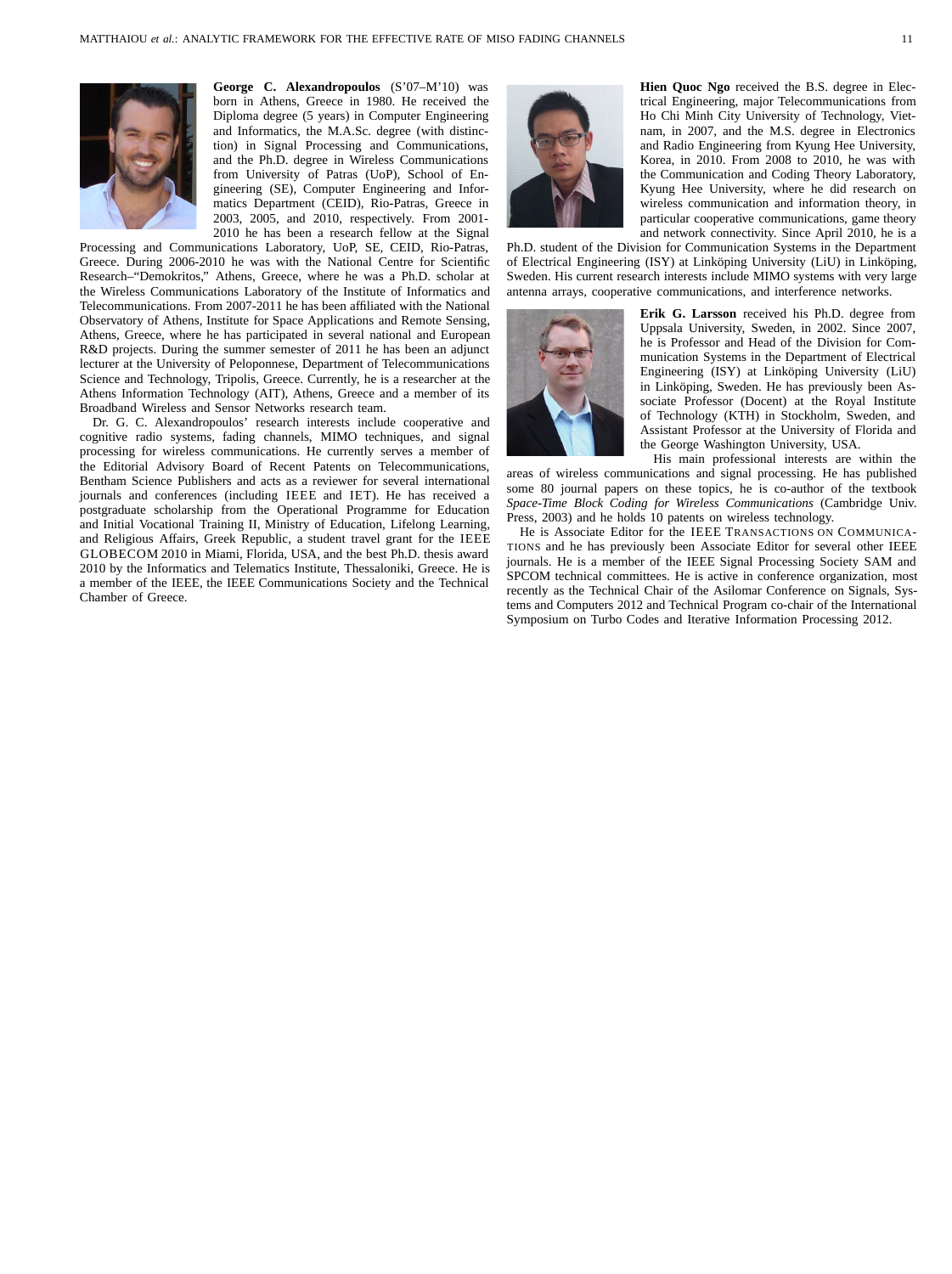**George C. Alexandropoulos** (S'07–M'10) was born in Athens, Greece in 1980. He received the Diploma degree (5 years) in Computer Engineering and Informatics, the M.A.Sc. degree (with distinction) in Signal Processing and Communications, and the Ph.D. degree in Wireless Communications from University of Patras (UoP), School of Engineering (SE), Computer Engineering and Informatics Department (CEID), Rio-Patras, Greece in 2003, 2005, and 2010, respectively. From 2001-2010 he has been a research fellow at the Signal Processing and Communications Laboratory, UoP, SE, CEID, Rio-Patras, Greece. During 2006-2010 he was with the National Centre for Scientific Research–"Demokritos," Athens, Greece, where he was a Ph.D. scholar at the Wireless Communications Laboratory of the Institute of Informatics and Telecommunications. From 2007-2011 he has been affiliated with the National Observatory of Athens, Institute for Space Applications and Remote Sensing, Athens, Greece, where he has participated in several national and European R&D projects. During the summer semester of 2011 he has been an adjunct lecturer at the University of Peloponnese, Department of Telecommunications Science and Technology, Tripolis, Greece. Currently, he is a researcher at the Athens Information Technology (AIT), Athens, Greece and a member of its Broadband Wireless and Sensor Networks research team.

Dr. G. C. Alexandropoulos' research interests include cooperative and cognitive radio systems, fading channels, MIMO techniques, and signal processing for wireless communications. He currently serves a member of the Editorial Advisory Board of Recent Patents on Telecommunications, Bentham Science Publishers and acts as a reviewer for several international journals and conferences (including IEEE and IET). He has received a postgraduate scholarship from the Operational Programme for Education and Initial Vocational Training II, Ministry of Education, Lifelong Learning, and Religious Affairs, Greek Republic, a student travel grant for the IEEE GLOBECOM 2010 in Miami, Florida, USA, and the best Ph.D. thesis award 2010 by the Informatics and Telematics Institute, Thessaloniki, Greece. He is a member of the IEEE, the IEEE Communications Society and the Technical Chamber of Greece.

**Hien Quoc Ngo** received the B.S. degree in Electrical Engineering, major Telecommunications from Ho Chi Minh City University of Technology, Vietnam, in 2007, and the M.S. degree in Electronics and Radio Engineering from Kyung Hee University, Korea, in 2010. From 2008 to 2010, he was with the Communication and Coding Theory Laboratory, Kyung Hee University, where he did research on wireless communication and information theory, in particular cooperative communications, game theory and network connectivity. Since April 2010, he is a Ph.D. student of the Division for Communication Systems in the Department of Electrical Engineering (ISY) at Linköping University (LiU) in Linköping, Sweden. His current research interests include MIMO systems with very large antenna arrays, cooperative communications, and interference networks.

**Erik G. Larsson** received his Ph.D. degree from Uppsala University, Sweden, in 2002. Since 2007, he is Professor and Head of the Division for Communication Systems in the Department of Electrical Engineering (ISY) at Linköping University (LiU) in Linköping, Sweden. He has previously been Associate Professor (Docent) at the Royal Institute of Technology (KTH) in Stockholm, Sweden, and Assistant Professor at the University of Florida and the George Washington University, USA.

His main professional interests are within the areas of wireless communications and signal processing. He has published some 80 journal papers on these topics, he is co-author of the textbook *Space-Time Block Coding for Wireless Communications* (Cambridge Univ. Press, 2003) and he holds 10 patents on wireless technology.

He is Associate Editor for the IEEE TRANSACTIONS ON COMMUNICATIONS and he has previously been Associate Editor for several other IEEE journals. He is a member of the IEEE Signal Processing Society SAM and SPCOM technical committees. He is active in conference organization, most recently as the Technical Chair of the Asilomar Conference on Signals, Systems and Computers 2012 and Technical Program co-chair of the International Symposium on Turbo Codes and Iterative Information Processing 2012.